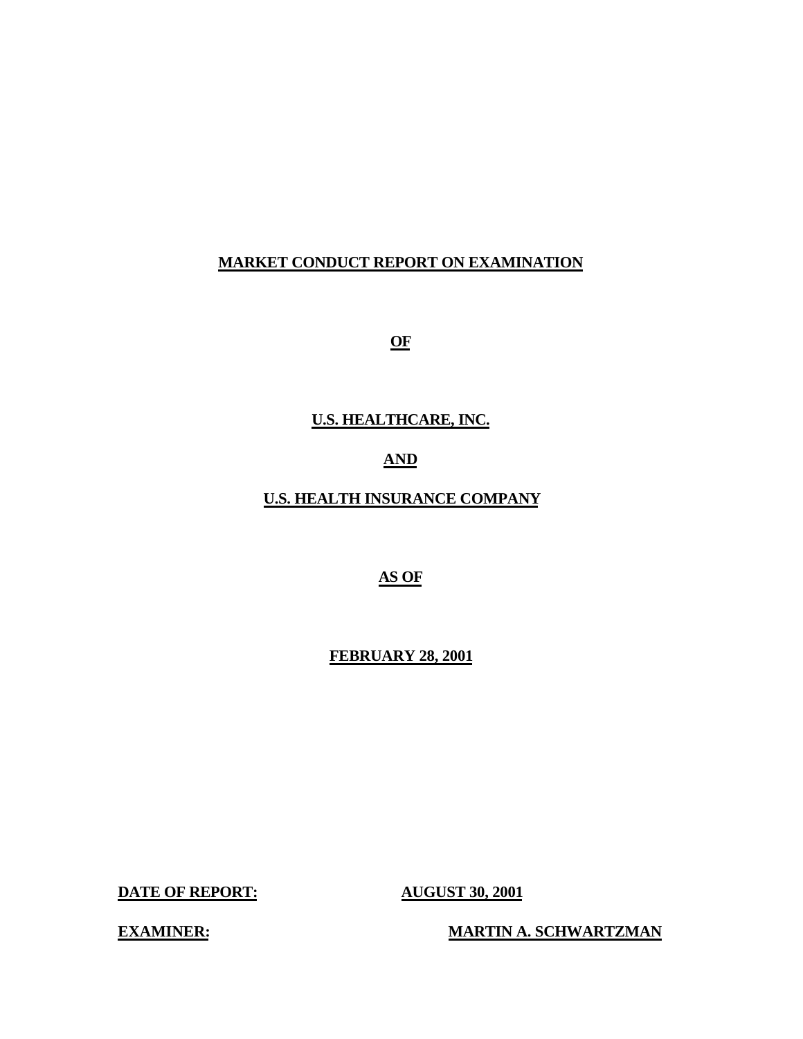# MARKET CONDUCT REPORT ON EXAMINATION

**OF**

**U.S. HEALTHCARE, INC.**

**AND**

**U.S. HEALTH INSURANCE COMPANY**

**AS OF**

**FEBRUARY 28, 2001**

**DATE OF REPORT:** **AUGUST 30, 2001**

**EXAMINER:** **MARTIN A. SCHWARTZMAN**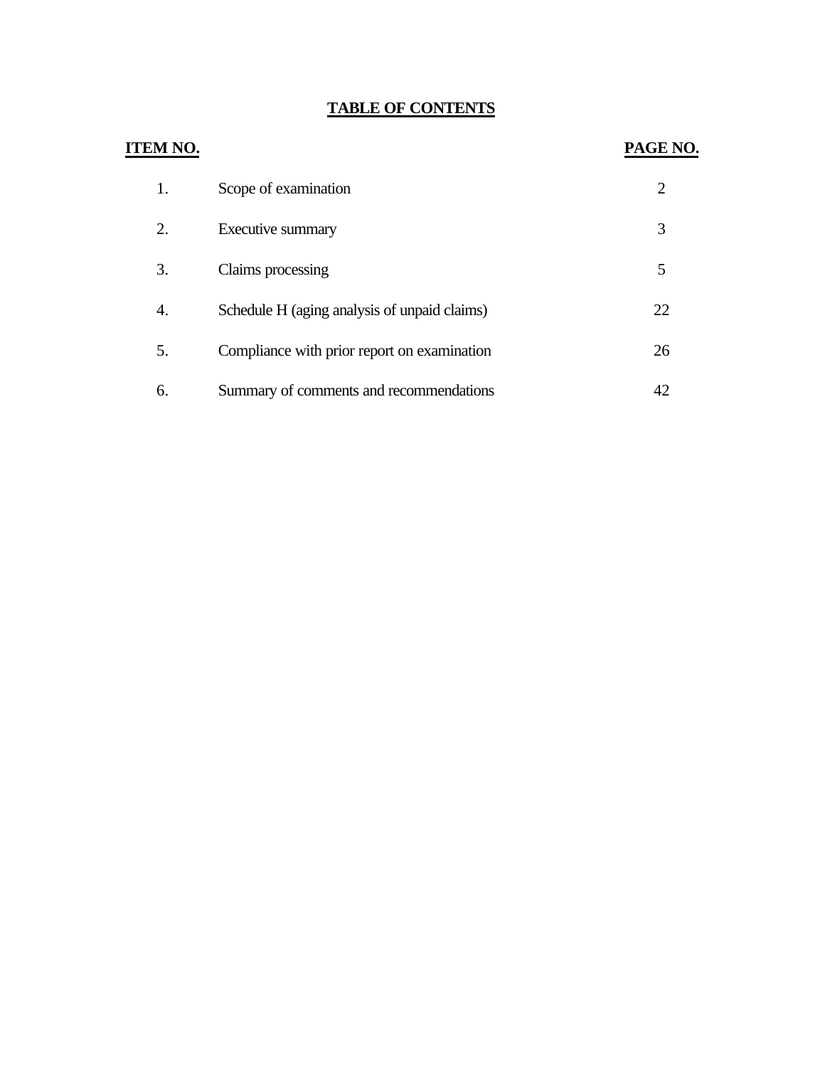# TABLE OF CONTENTS

| ITEM NO. | | PAGE NO. |
| --- | --- | --- |
| 1. | Scope of examination | 2 |
| 2. | Executive summary | 3 |
| 3. | Claims processing | 5 |
| 4. | Schedule H (aging analysis of unpaid claims) | 22 |
| 5. | Compliance with prior report on examination | 26 |
| 6. | Summary of comments and recommendations | 42 |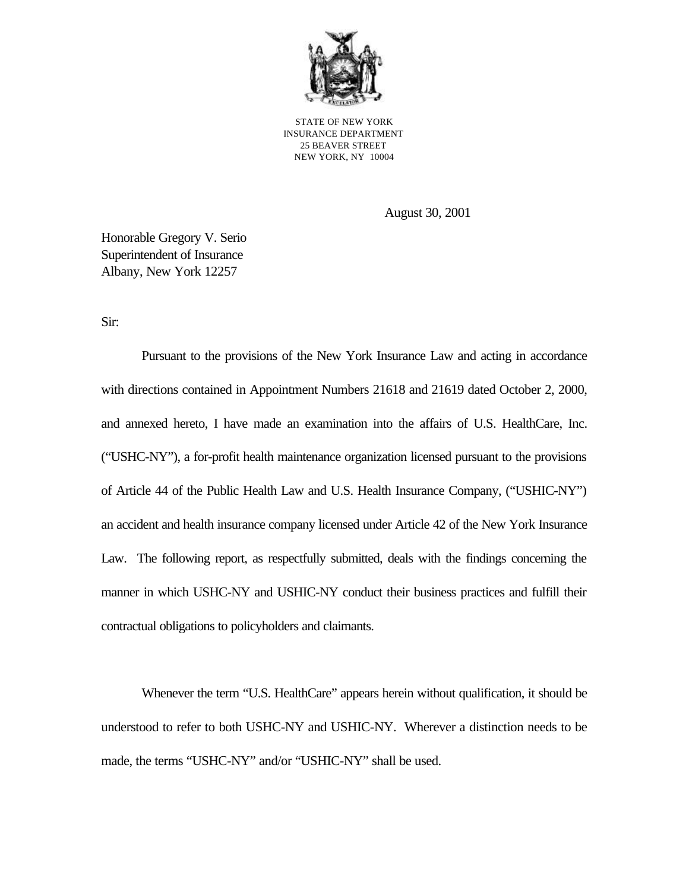STATE OF NEW YORK
INSURANCE DEPARTMENT
25 BEAVER STREET
NEW YORK, NY 10004

August 30, 2001

Honorable Gregory V. Serio
Superintendent of Insurance
Albany, New York 12257

Sir:

Pursuant to the provisions of the New York Insurance Law and acting in accordance with directions contained in Appointment Numbers 21618 and 21619 dated October 2, 2000, and annexed hereto, I have made an examination into the affairs of U.S. HealthCare, Inc. ("USHC-NY"), a for-profit health maintenance organization licensed pursuant to the provisions of Article 44 of the Public Health Law and U.S. Health Insurance Company, ("USHIC-NY") an accident and health insurance company licensed under Article 42 of the New York Insurance Law. The following report, as respectfully submitted, deals with the findings concerning the manner in which USHC-NY and USHIC-NY conduct their business practices and fulfill their contractual obligations to policyholders and claimants.

Whenever the term "U.S. HealthCare" appears herein without qualification, it should be understood to refer to both USHC-NY and USHIC-NY. Wherever a distinction needs to be made, the terms "USHC-NY" and/or "USHIC-NY" shall be used.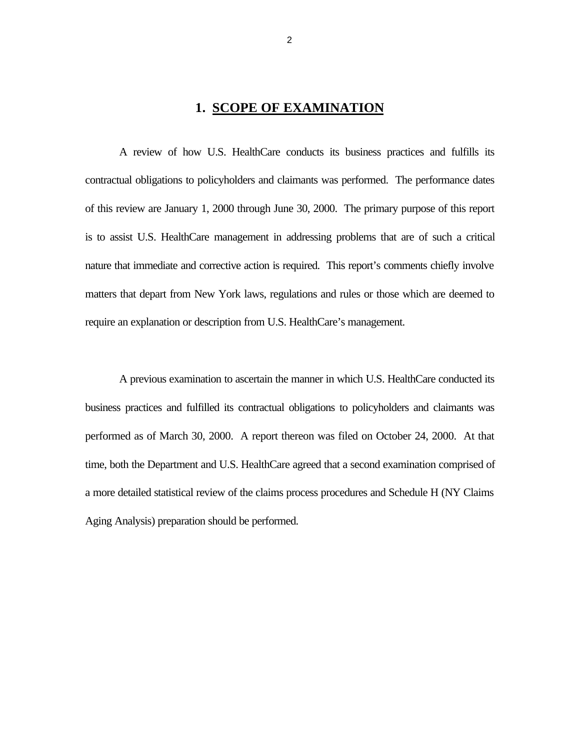## 1. SCOPE OF EXAMINATION

A review of how U.S. HealthCare conducts its business practices and fulfills its contractual obligations to policyholders and claimants was performed. The performance dates of this review are January 1, 2000 through June 30, 2000. The primary purpose of this report is to assist U.S. HealthCare management in addressing problems that are of such a critical nature that immediate and corrective action is required. This report's comments chiefly involve matters that depart from New York laws, regulations and rules or those which are deemed to require an explanation or description from U.S. HealthCare's management.

A previous examination to ascertain the manner in which U.S. HealthCare conducted its business practices and fulfilled its contractual obligations to policyholders and claimants was performed as of March 30, 2000. A report thereon was filed on October 24, 2000. At that time, both the Department and U.S. HealthCare agreed that a second examination comprised of a more detailed statistical review of the claims process procedures and Schedule H (NY Claims Aging Analysis) preparation should be performed.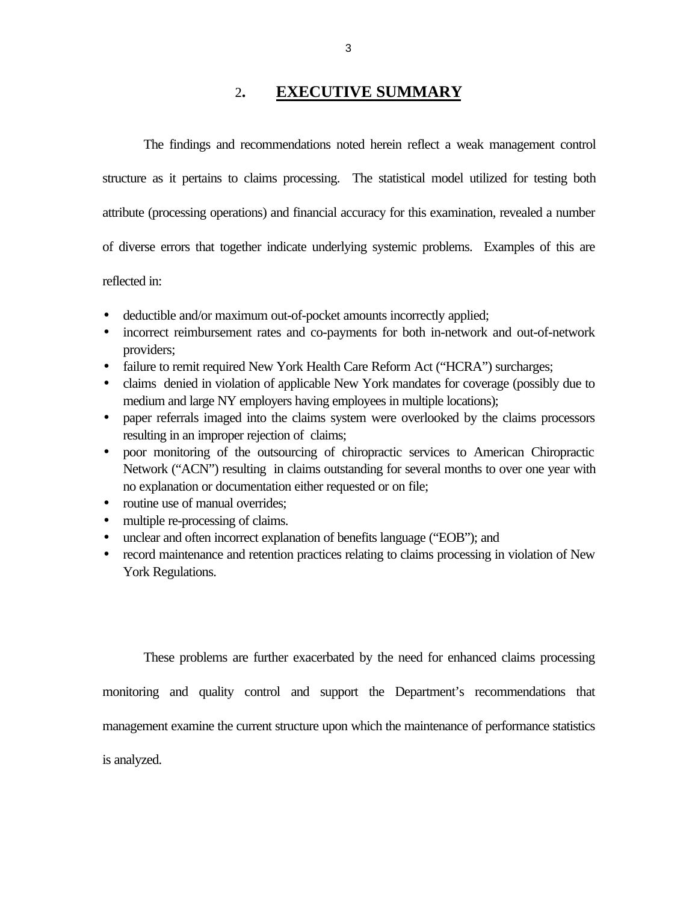## 2. EXECUTIVE SUMMARY

The findings and recommendations noted herein reflect a weak management control structure as it pertains to claims processing. The statistical model utilized for testing both attribute (processing operations) and financial accuracy for this examination, revealed a number of diverse errors that together indicate underlying systemic problems. Examples of this are reflected in:

- deductible and/or maximum out-of-pocket amounts incorrectly applied;
- incorrect reimbursement rates and co-payments for both in-network and out-of-network providers;
- failure to remit required New York Health Care Reform Act ("HCRA") surcharges;
- claims denied in violation of applicable New York mandates for coverage (possibly due to medium and large NY employers having employees in multiple locations);
- paper referrals imaged into the claims system were overlooked by the claims processors resulting in an improper rejection of claims;
- poor monitoring of the outsourcing of chiropractic services to American Chiropractic Network ("ACN") resulting in claims outstanding for several months to over one year with no explanation or documentation either requested or on file;
- routine use of manual overrides;
- multiple re-processing of claims.
- unclear and often incorrect explanation of benefits language ("EOB"); and
- record maintenance and retention practices relating to claims processing in violation of New York Regulations.

These problems are further exacerbated by the need for enhanced claims processing monitoring and quality control and support the Department's recommendations that management examine the current structure upon which the maintenance of performance statistics is analyzed.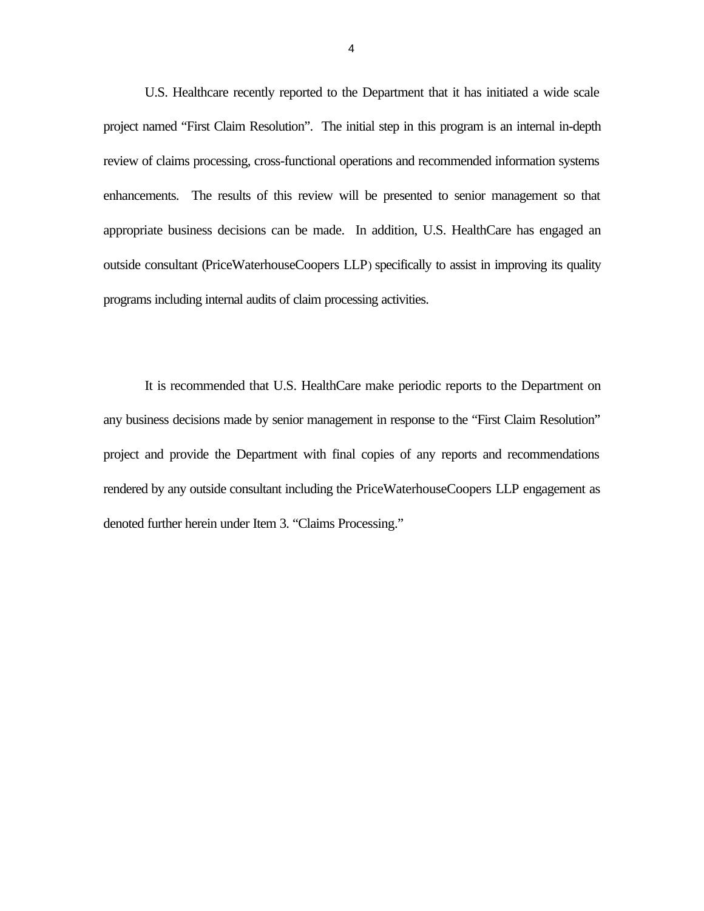U.S. Healthcare recently reported to the Department that it has initiated a wide scale project named "First Claim Resolution". The initial step in this program is an internal in-depth review of claims processing, cross-functional operations and recommended information systems enhancements. The results of this review will be presented to senior management so that appropriate business decisions can be made. In addition, U.S. HealthCare has engaged an outside consultant (PriceWaterhouseCoopers LLP) specifically to assist in improving its quality programs including internal audits of claim processing activities.

It is recommended that U.S. HealthCare make periodic reports to the Department on any business decisions made by senior management in response to the "First Claim Resolution" project and provide the Department with final copies of any reports and recommendations rendered by any outside consultant including the PriceWaterhouseCoopers LLP engagement as denoted further herein under Item 3. "Claims Processing."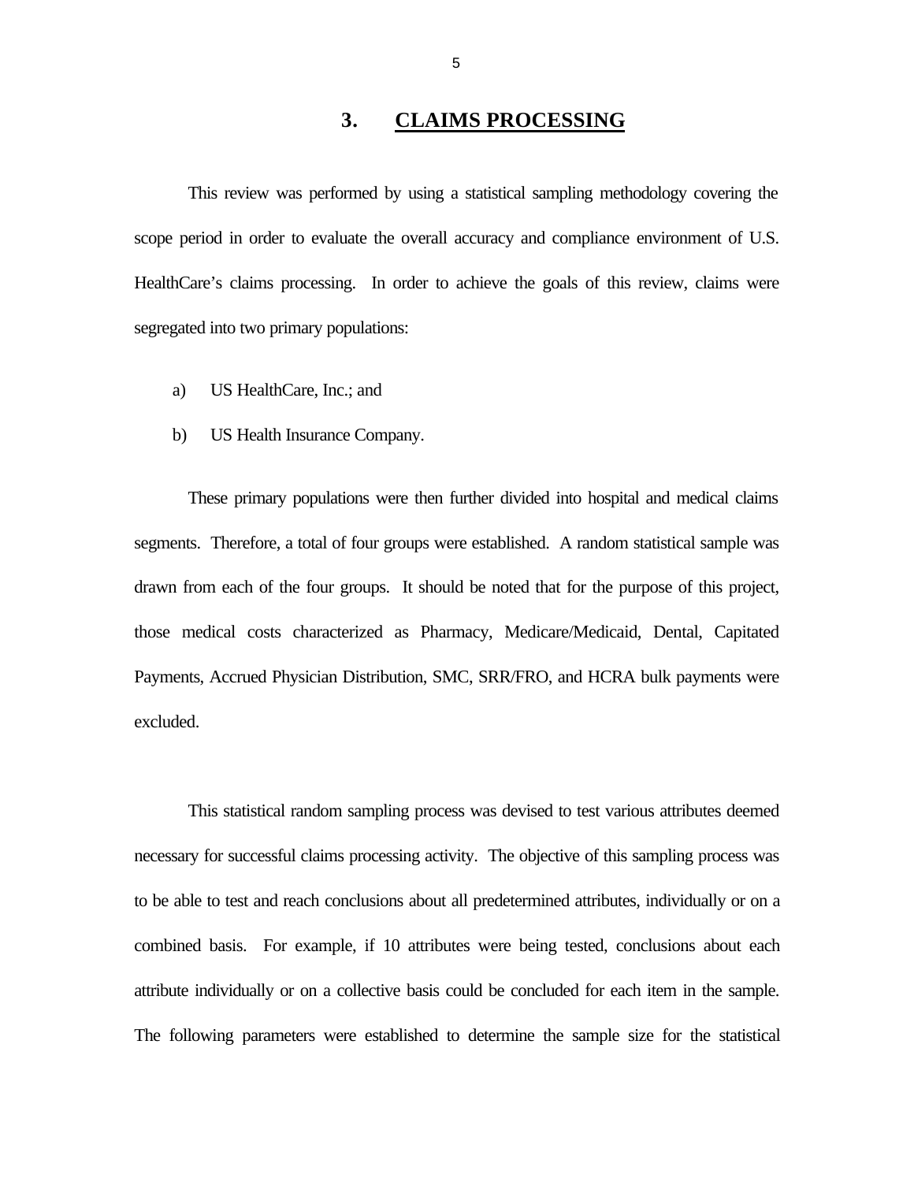## 3. CLAIMS PROCESSING

This review was performed by using a statistical sampling methodology covering the scope period in order to evaluate the overall accuracy and compliance environment of U.S. HealthCare's claims processing. In order to achieve the goals of this review, claims were segregated into two primary populations:

a) US HealthCare, Inc.; and

b) US Health Insurance Company.

These primary populations were then further divided into hospital and medical claims segments. Therefore, a total of four groups were established. A random statistical sample was drawn from each of the four groups. It should be noted that for the purpose of this project, those medical costs characterized as Pharmacy, Medicare/Medicaid, Dental, Capitated Payments, Accrued Physician Distribution, SMC, SRR/FRO, and HCRA bulk payments were excluded.

This statistical random sampling process was devised to test various attributes deemed necessary for successful claims processing activity. The objective of this sampling process was to be able to test and reach conclusions about all predetermined attributes, individually or on a combined basis. For example, if 10 attributes were being tested, conclusions about each attribute individually or on a collective basis could be concluded for each item in the sample. The following parameters were established to determine the sample size for the statistical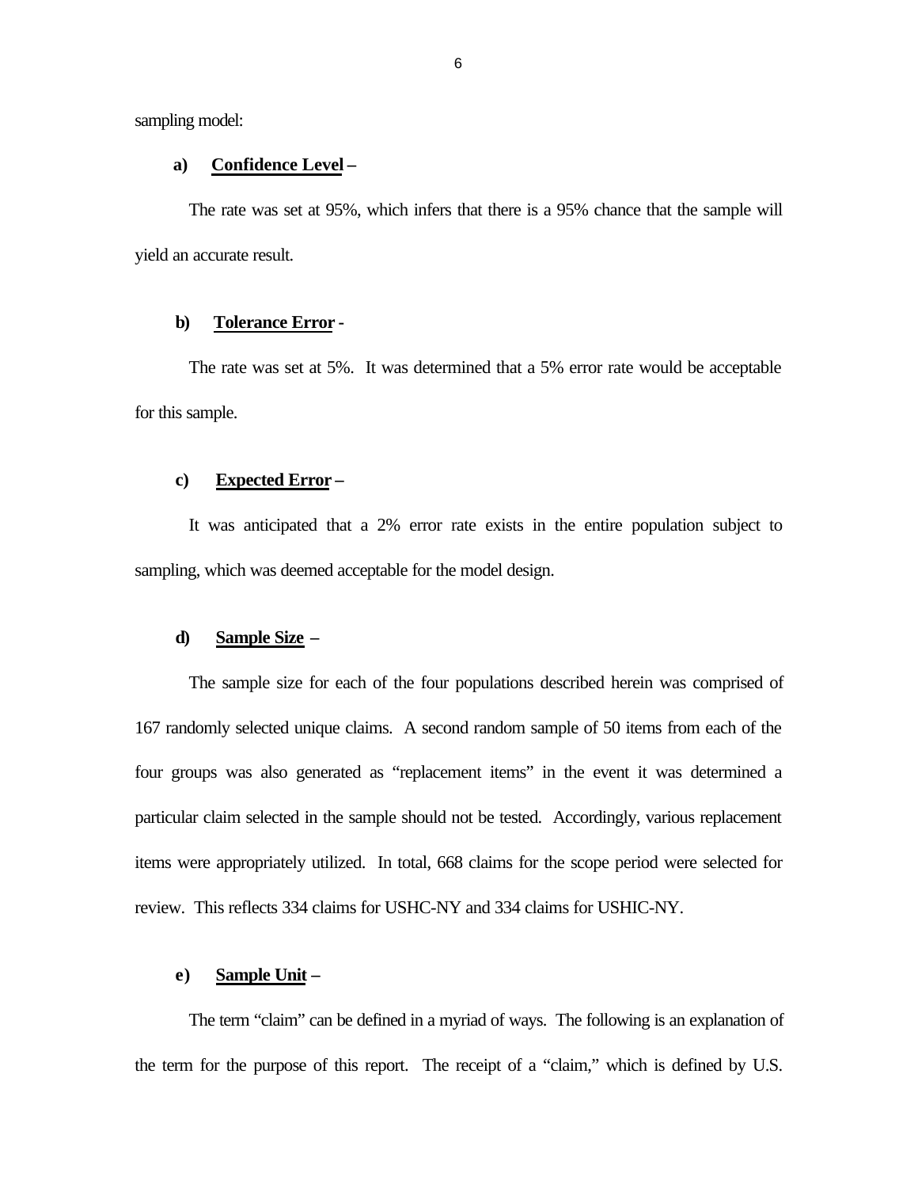sampling model:

**a) Confidence Level –**

The rate was set at 95%, which infers that there is a 95% chance that the sample will yield an accurate result.

**b) Tolerance Error -**

The rate was set at 5%. It was determined that a 5% error rate would be acceptable for this sample.

**c) Expected Error –**

It was anticipated that a 2% error rate exists in the entire population subject to sampling, which was deemed acceptable for the model design.

**d) Sample Size –**

The sample size for each of the four populations described herein was comprised of 167 randomly selected unique claims. A second random sample of 50 items from each of the four groups was also generated as "replacement items" in the event it was determined a particular claim selected in the sample should not be tested. Accordingly, various replacement items were appropriately utilized. In total, 668 claims for the scope period were selected for review. This reflects 334 claims for USHC-NY and 334 claims for USHIC-NY.

**e) Sample Unit –**

The term "claim" can be defined in a myriad of ways. The following is an explanation of the term for the purpose of this report. The receipt of a "claim," which is defined by U.S.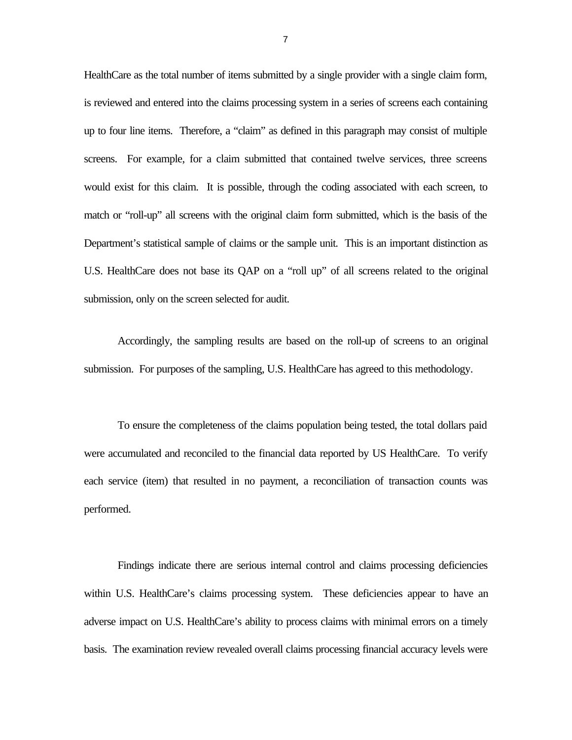HealthCare as the total number of items submitted by a single provider with a single claim form, is reviewed and entered into the claims processing system in a series of screens each containing up to four line items. Therefore, a "claim" as defined in this paragraph may consist of multiple screens. For example, for a claim submitted that contained twelve services, three screens would exist for this claim. It is possible, through the coding associated with each screen, to match or "roll-up" all screens with the original claim form submitted, which is the basis of the Department's statistical sample of claims or the sample unit. This is an important distinction as U.S. HealthCare does not base its QAP on a "roll up" of all screens related to the original submission, only on the screen selected for audit.

Accordingly, the sampling results are based on the roll-up of screens to an original submission. For purposes of the sampling, U.S. HealthCare has agreed to this methodology.

To ensure the completeness of the claims population being tested, the total dollars paid were accumulated and reconciled to the financial data reported by US HealthCare. To verify each service (item) that resulted in no payment, a reconciliation of transaction counts was performed.

Findings indicate there are serious internal control and claims processing deficiencies within U.S. HealthCare's claims processing system. These deficiencies appear to have an adverse impact on U.S. HealthCare's ability to process claims with minimal errors on a timely basis. The examination review revealed overall claims processing financial accuracy levels were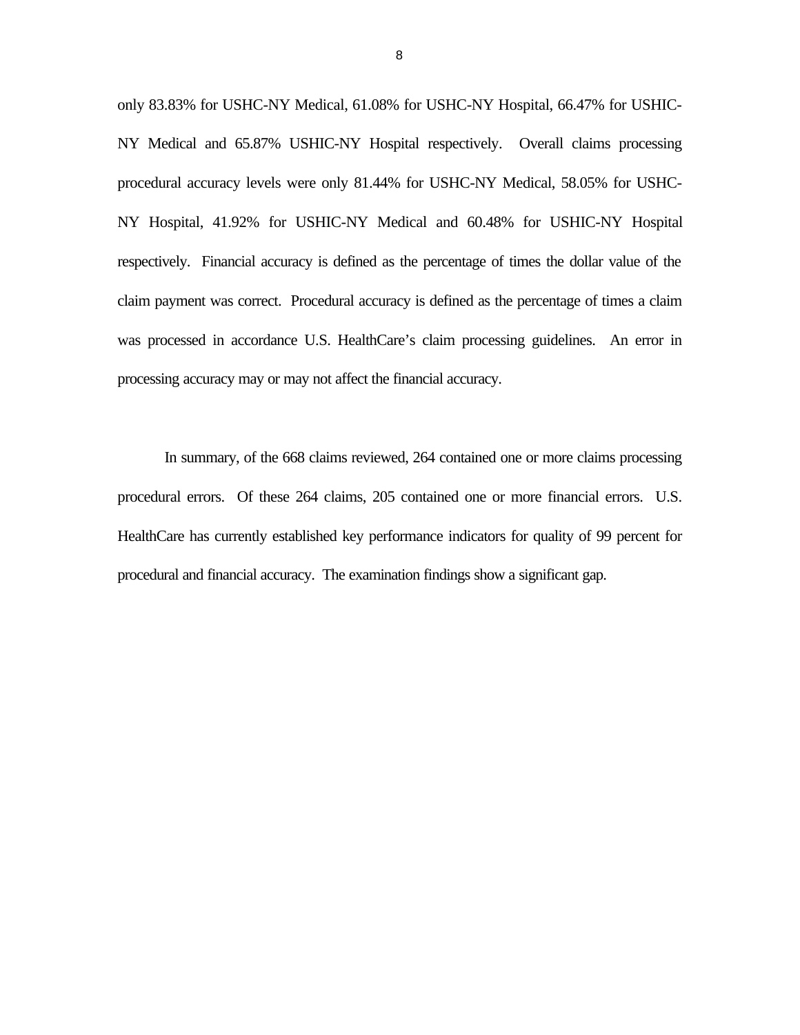only 83.83% for USHC-NY Medical, 61.08% for USHC-NY Hospital, 66.47% for USHIC-NY Medical and 65.87% USHIC-NY Hospital respectively. Overall claims processing procedural accuracy levels were only 81.44% for USHC-NY Medical, 58.05% for USHC-NY Hospital, 41.92% for USHIC-NY Medical and 60.48% for USHIC-NY Hospital respectively. Financial accuracy is defined as the percentage of times the dollar value of the claim payment was correct. Procedural accuracy is defined as the percentage of times a claim was processed in accordance U.S. HealthCare's claim processing guidelines. An error in processing accuracy may or may not affect the financial accuracy.

In summary, of the 668 claims reviewed, 264 contained one or more claims processing procedural errors. Of these 264 claims, 205 contained one or more financial errors. U.S. HealthCare has currently established key performance indicators for quality of 99 percent for procedural and financial accuracy. The examination findings show a significant gap.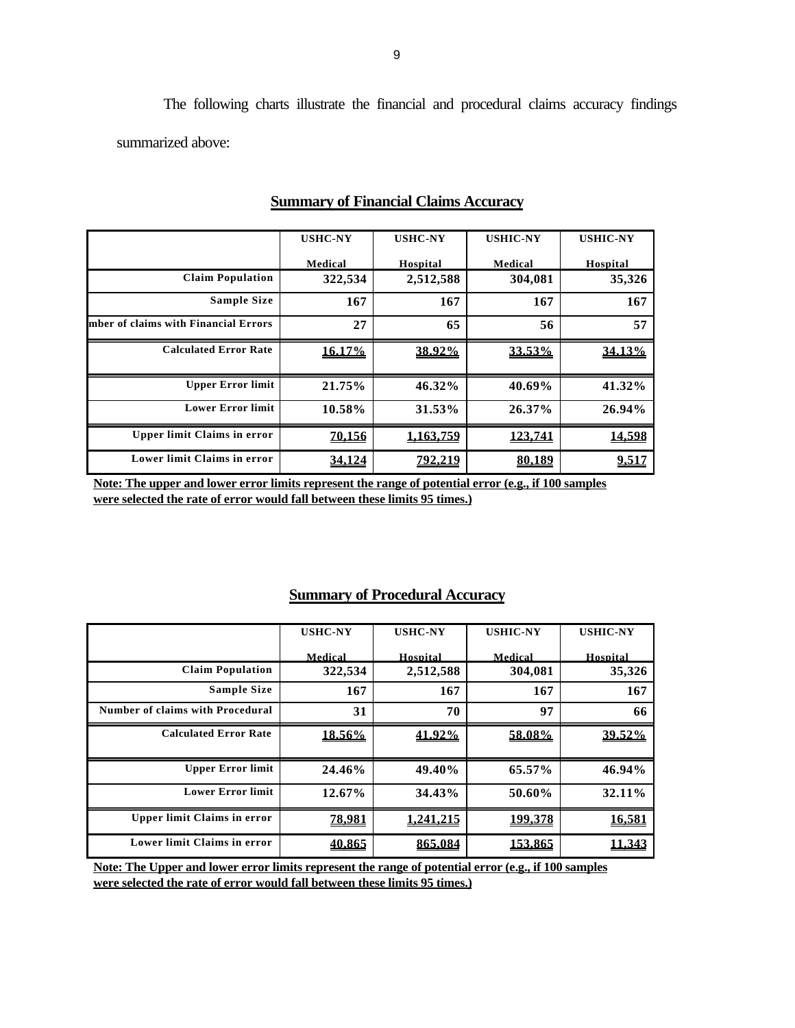The following charts illustrate the financial and procedural claims accuracy findings summarized above:

**Summary of Financial Claims Accuracy**

| | USHC-NY Medical | USHC-NY Hospital | USHIC-NY Medical | USHIC-NY Hospital |
|---|---|---|---|---|
| Claim Population | 322,534 | 2,512,588 | 304,081 | 35,326 |
| Sample Size | 167 | 167 | 167 | 167 |
| mber of claims with Financial Errors | 27 | 65 | 56 | 57 |
| Calculated Error Rate | 16.17% | 38.92% | 33.53% | 34.13% |
| Upper Error limit | 21.75% | 46.32% | 40.69% | 41.32% |
| Lower Error limit | 10.58% | 31.53% | 26.37% | 26.94% |
| Upper limit Claims in error | 70,156 | 1,163,759 | 123,741 | 14,598 |
| Lower limit Claims in error | 34,124 | 792,219 | 80,189 | 9,517 |

**Note: The upper and lower error limits represent the range of potential error (e.g., if 100 samples were selected the rate of error would fall between these limits 95 times.)**

**Summary of Procedural Accuracy**

| | USHC-NY Medical | USHC-NY Hospital | USHIC-NY Medical | USHIC-NY Hospital |
|---|---|---|---|---|
| Claim Population | 322,534 | 2,512,588 | 304,081 | 35,326 |
| Sample Size | 167 | 167 | 167 | 167 |
| Number of claims with Procedural | 31 | 70 | 97 | 66 |
| Calculated Error Rate | 18.56% | 41.92% | 58.08% | 39.52% |
| Upper Error limit | 24.46% | 49.40% | 65.57% | 46.94% |
| Lower Error limit | 12.67% | 34.43% | 50.60% | 32.11% |
| Upper limit Claims in error | 78,981 | 1,241,215 | 199,378 | 16,581 |
| Lower limit Claims in error | 40,865 | 865,084 | 153,865 | 11,343 |

**Note: The Upper and lower error limits represent the range of potential error (e.g., if 100 samples were selected the rate of error would fall between these limits 95 times.)**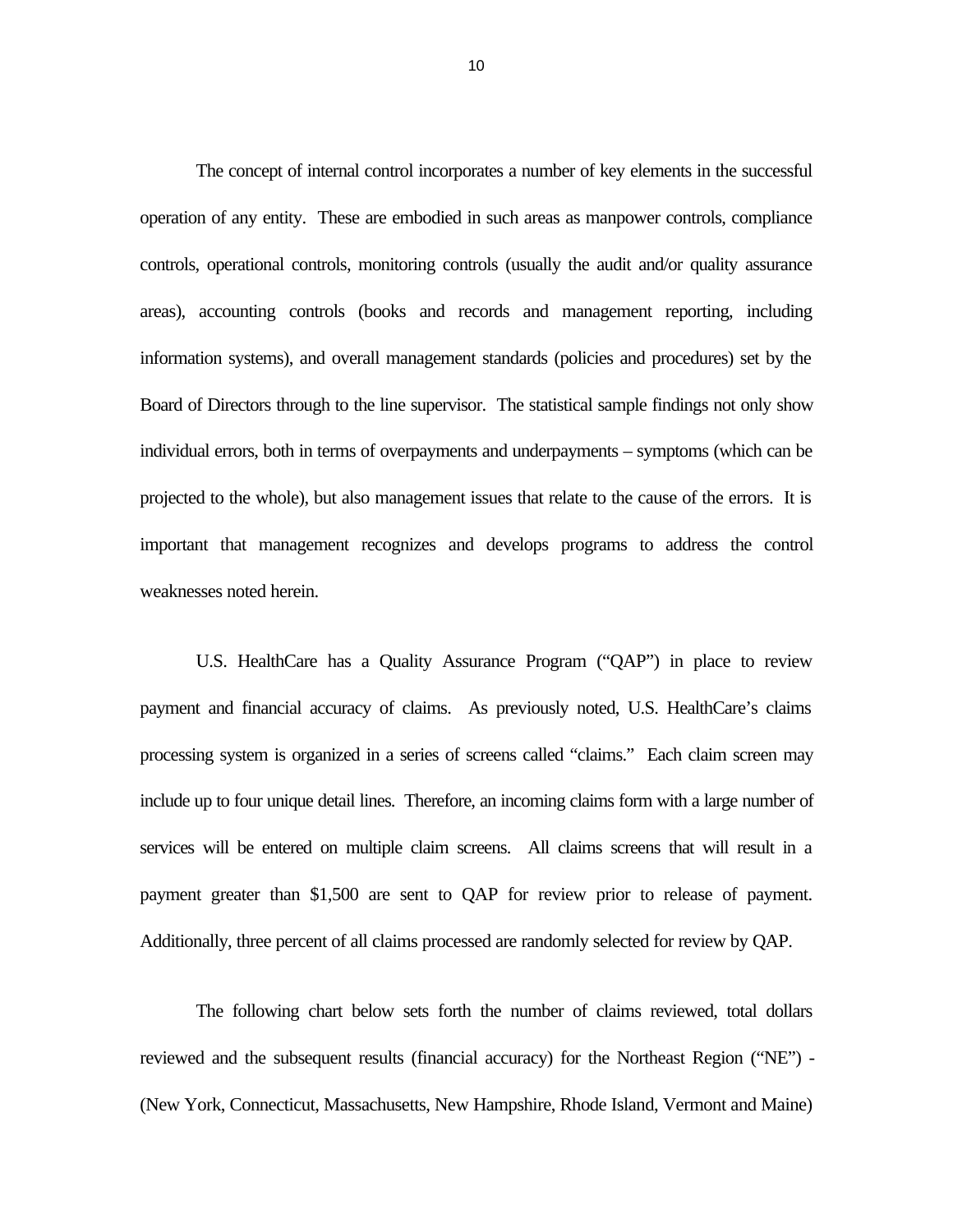The concept of internal control incorporates a number of key elements in the successful operation of any entity. These are embodied in such areas as manpower controls, compliance controls, operational controls, monitoring controls (usually the audit and/or quality assurance areas), accounting controls (books and records and management reporting, including information systems), and overall management standards (policies and procedures) set by the Board of Directors through to the line supervisor. The statistical sample findings not only show individual errors, both in terms of overpayments and underpayments – symptoms (which can be projected to the whole), but also management issues that relate to the cause of the errors. It is important that management recognizes and develops programs to address the control weaknesses noted herein.

U.S. HealthCare has a Quality Assurance Program ("QAP") in place to review payment and financial accuracy of claims. As previously noted, U.S. HealthCare's claims processing system is organized in a series of screens called "claims." Each claim screen may include up to four unique detail lines. Therefore, an incoming claims form with a large number of services will be entered on multiple claim screens. All claims screens that will result in a payment greater than $1,500 are sent to QAP for review prior to release of payment. Additionally, three percent of all claims processed are randomly selected for review by QAP.

The following chart below sets forth the number of claims reviewed, total dollars reviewed and the subsequent results (financial accuracy) for the Northeast Region ("NE") - (New York, Connecticut, Massachusetts, New Hampshire, Rhode Island, Vermont and Maine)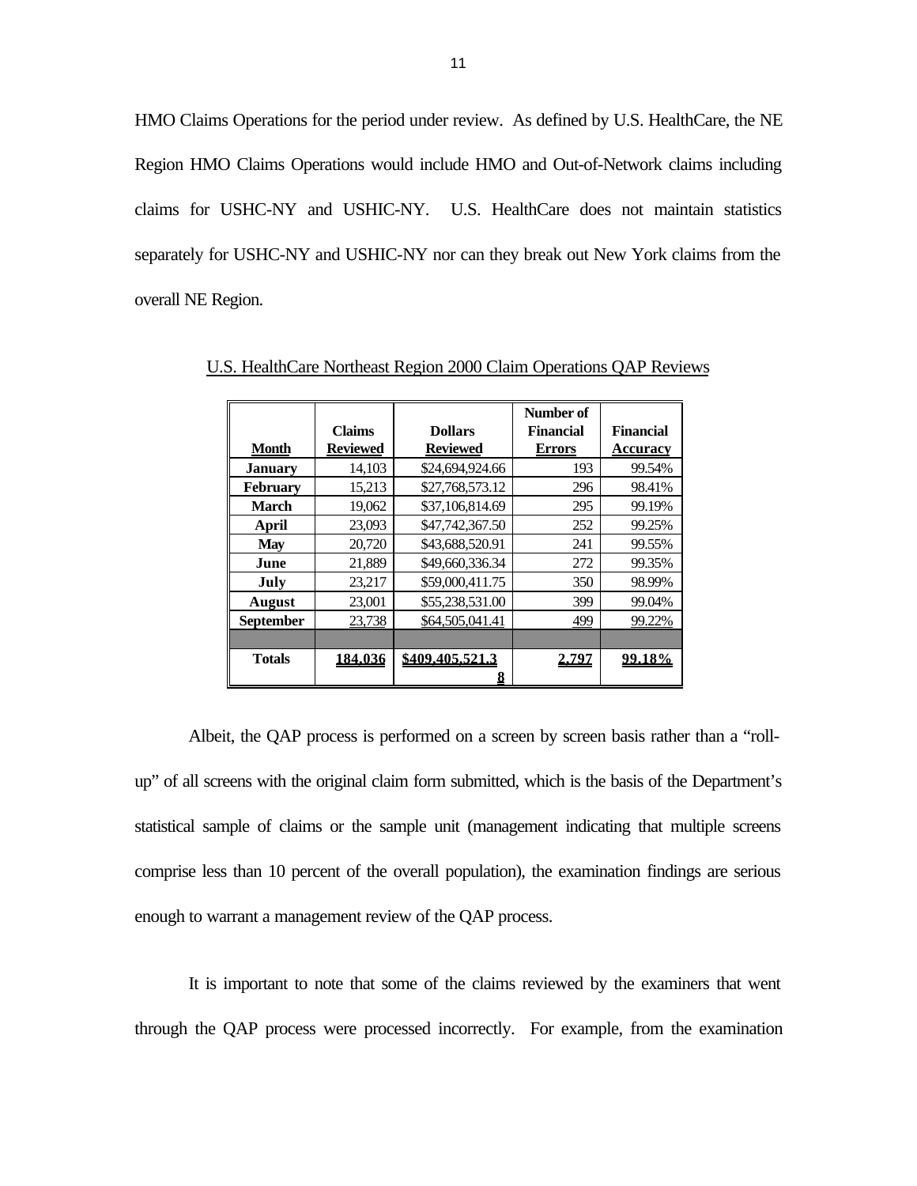HMO Claims Operations for the period under review. As defined by U.S. HealthCare, the NE Region HMO Claims Operations would include HMO and Out-of-Network claims including claims for USHC-NY and USHIC-NY. U.S. HealthCare does not maintain statistics separately for USHC-NY and USHIC-NY nor can they break out New York claims from the overall NE Region.

U.S. HealthCare Northeast Region 2000 Claim Operations QAP Reviews

| Month | Claims Reviewed | Dollars Reviewed | Number of Financial Errors | Financial Accuracy |
|---|---|---|---|---|
| **January** | 14,103 | $24,694,924.66 | 193 | 99.54% |
| **February** | 15,213 | $27,768,573.12 | 296 | 98.41% |
| **March** | 19,062 | $37,106,814.69 | 295 | 99.19% |
| **April** | 23,093 | $47,742,367.50 | 252 | 99.25% |
| **May** | 20,720 | $43,688,520.91 | 241 | 99.55% |
| **June** | 21,889 | $49,660,336.34 | 272 | 99.35% |
| **July** | 23,217 | $59,000,411.75 | 350 | 98.99% |
| **August** | 23,001 | $55,238,531.00 | 399 | 99.04% |
| **September** | 23,738 | $64,505,041.41 | 499 | 99.22% |
| | | | | |
| **Totals** | **184,036** | **$409,405,521.38** | **2,797** | **99.18%** |

Albeit, the QAP process is performed on a screen by screen basis rather than a "roll-up" of all screens with the original claim form submitted, which is the basis of the Department's statistical sample of claims or the sample unit (management indicating that multiple screens comprise less than 10 percent of the overall population), the examination findings are serious enough to warrant a management review of the QAP process.

It is important to note that some of the claims reviewed by the examiners that went through the QAP process were processed incorrectly. For example, from the examination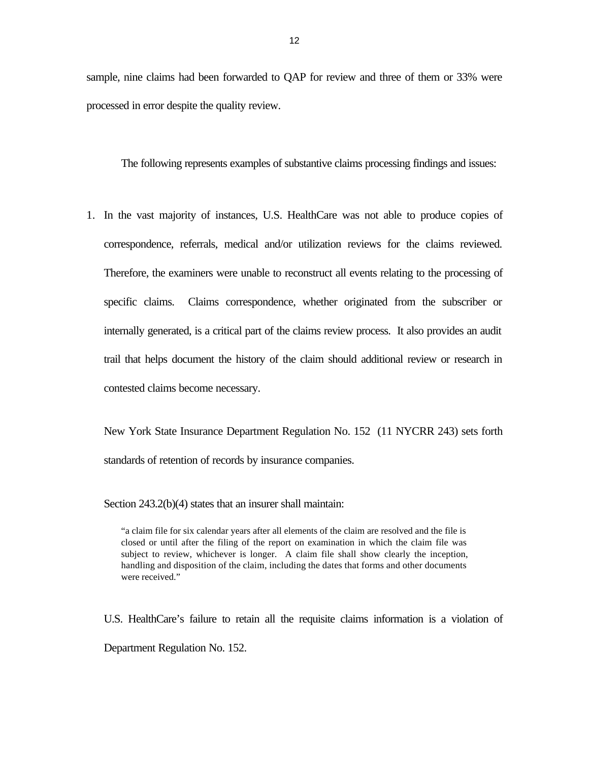sample, nine claims had been forwarded to QAP for review and three of them or 33% were processed in error despite the quality review.

The following represents examples of substantive claims processing findings and issues:

1. In the vast majority of instances, U.S. HealthCare was not able to produce copies of correspondence, referrals, medical and/or utilization reviews for the claims reviewed. Therefore, the examiners were unable to reconstruct all events relating to the processing of specific claims. Claims correspondence, whether originated from the subscriber or internally generated, is a critical part of the claims review process. It also provides an audit trail that helps document the history of the claim should additional review or research in contested claims become necessary.

   New York State Insurance Department Regulation No. 152 (11 NYCRR 243) sets forth standards of retention of records by insurance companies.

   Section 243.2(b)(4) states that an insurer shall maintain:

   > "a claim file for six calendar years after all elements of the claim are resolved and the file is closed or until after the filing of the report on examination in which the claim file was subject to review, whichever is longer. A claim file shall show clearly the inception, handling and disposition of the claim, including the dates that forms and other documents were received."

   U.S. HealthCare's failure to retain all the requisite claims information is a violation of Department Regulation No. 152.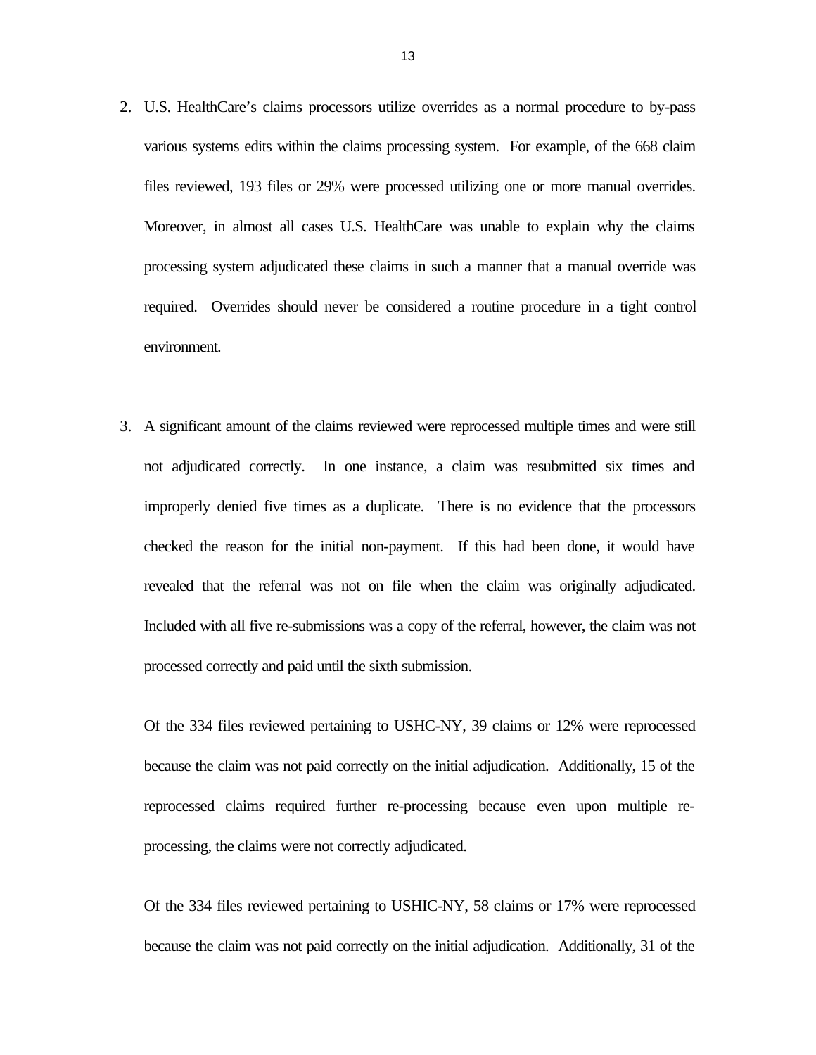2. U.S. HealthCare's claims processors utilize overrides as a normal procedure to by-pass various systems edits within the claims processing system. For example, of the 668 claim files reviewed, 193 files or 29% were processed utilizing one or more manual overrides. Moreover, in almost all cases U.S. HealthCare was unable to explain why the claims processing system adjudicated these claims in such a manner that a manual override was required. Overrides should never be considered a routine procedure in a tight control environment.

3. A significant amount of the claims reviewed were reprocessed multiple times and were still not adjudicated correctly. In one instance, a claim was resubmitted six times and improperly denied five times as a duplicate. There is no evidence that the processors checked the reason for the initial non-payment. If this had been done, it would have revealed that the referral was not on file when the claim was originally adjudicated. Included with all five re-submissions was a copy of the referral, however, the claim was not processed correctly and paid until the sixth submission.

   Of the 334 files reviewed pertaining to USHC-NY, 39 claims or 12% were reprocessed because the claim was not paid correctly on the initial adjudication. Additionally, 15 of the reprocessed claims required further re-processing because even upon multiple re-processing, the claims were not correctly adjudicated.

   Of the 334 files reviewed pertaining to USHIC-NY, 58 claims or 17% were reprocessed because the claim was not paid correctly on the initial adjudication. Additionally, 31 of the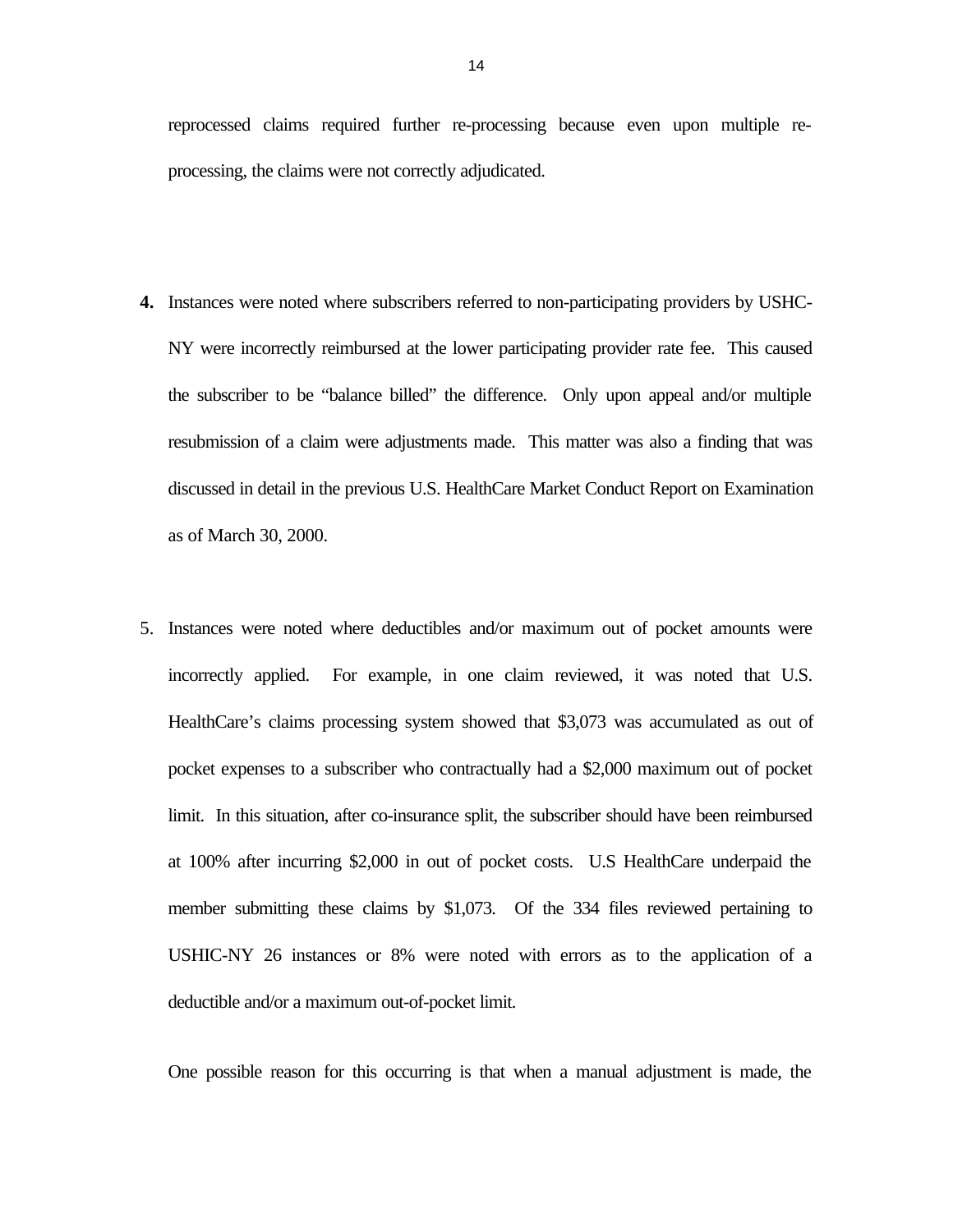reprocessed claims required further re-processing because even upon multiple re-processing, the claims were not correctly adjudicated.

**4.** Instances were noted where subscribers referred to non-participating providers by USHC-NY were incorrectly reimbursed at the lower participating provider rate fee. This caused the subscriber to be "balance billed" the difference. Only upon appeal and/or multiple resubmission of a claim were adjustments made. This matter was also a finding that was discussed in detail in the previous U.S. HealthCare Market Conduct Report on Examination as of March 30, 2000.

5. Instances were noted where deductibles and/or maximum out of pocket amounts were incorrectly applied. For example, in one claim reviewed, it was noted that U.S. HealthCare's claims processing system showed that $3,073 was accumulated as out of pocket expenses to a subscriber who contractually had a $2,000 maximum out of pocket limit. In this situation, after co-insurance split, the subscriber should have been reimbursed at 100% after incurring $2,000 in out of pocket costs. U.S HealthCare underpaid the member submitting these claims by $1,073. Of the 334 files reviewed pertaining to USHIC-NY 26 instances or 8% were noted with errors as to the application of a deductible and/or a maximum out-of-pocket limit.

   One possible reason for this occurring is that when a manual adjustment is made, the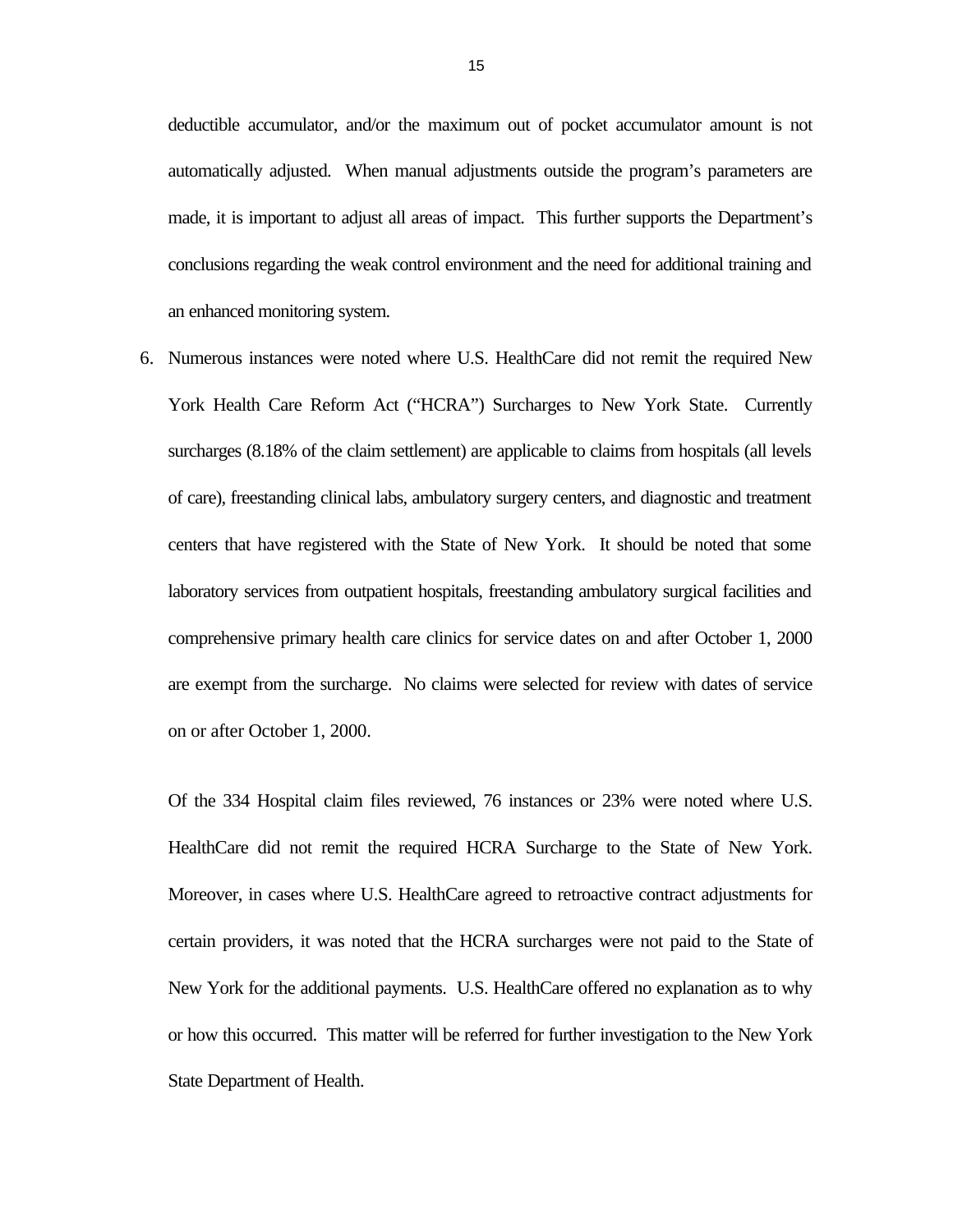deductible accumulator, and/or the maximum out of pocket accumulator amount is not automatically adjusted. When manual adjustments outside the program's parameters are made, it is important to adjust all areas of impact. This further supports the Department's conclusions regarding the weak control environment and the need for additional training and an enhanced monitoring system.

6. Numerous instances were noted where U.S. HealthCare did not remit the required New York Health Care Reform Act ("HCRA") Surcharges to New York State. Currently surcharges (8.18% of the claim settlement) are applicable to claims from hospitals (all levels of care), freestanding clinical labs, ambulatory surgery centers, and diagnostic and treatment centers that have registered with the State of New York. It should be noted that some laboratory services from outpatient hospitals, freestanding ambulatory surgical facilities and comprehensive primary health care clinics for service dates on and after October 1, 2000 are exempt from the surcharge. No claims were selected for review with dates of service on or after October 1, 2000.

   Of the 334 Hospital claim files reviewed, 76 instances or 23% were noted where U.S. HealthCare did not remit the required HCRA Surcharge to the State of New York. Moreover, in cases where U.S. HealthCare agreed to retroactive contract adjustments for certain providers, it was noted that the HCRA surcharges were not paid to the State of New York for the additional payments. U.S. HealthCare offered no explanation as to why or how this occurred. This matter will be referred for further investigation to the New York State Department of Health.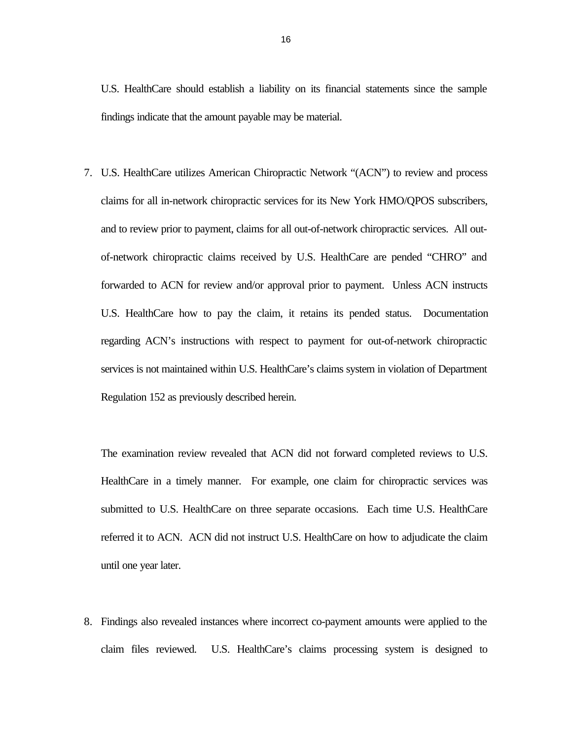U.S. HealthCare should establish a liability on its financial statements since the sample findings indicate that the amount payable may be material.

7. U.S. HealthCare utilizes American Chiropractic Network "(ACN") to review and process claims for all in-network chiropractic services for its New York HMO/QPOS subscribers, and to review prior to payment, claims for all out-of-network chiropractic services. All out-of-network chiropractic claims received by U.S. HealthCare are pended "CHRO" and forwarded to ACN for review and/or approval prior to payment. Unless ACN instructs U.S. HealthCare how to pay the claim, it retains its pended status. Documentation regarding ACN's instructions with respect to payment for out-of-network chiropractic services is not maintained within U.S. HealthCare's claims system in violation of Department Regulation 152 as previously described herein.

   The examination review revealed that ACN did not forward completed reviews to U.S. HealthCare in a timely manner. For example, one claim for chiropractic services was submitted to U.S. HealthCare on three separate occasions. Each time U.S. HealthCare referred it to ACN. ACN did not instruct U.S. HealthCare on how to adjudicate the claim until one year later.

8. Findings also revealed instances where incorrect co-payment amounts were applied to the claim files reviewed. U.S. HealthCare's claims processing system is designed to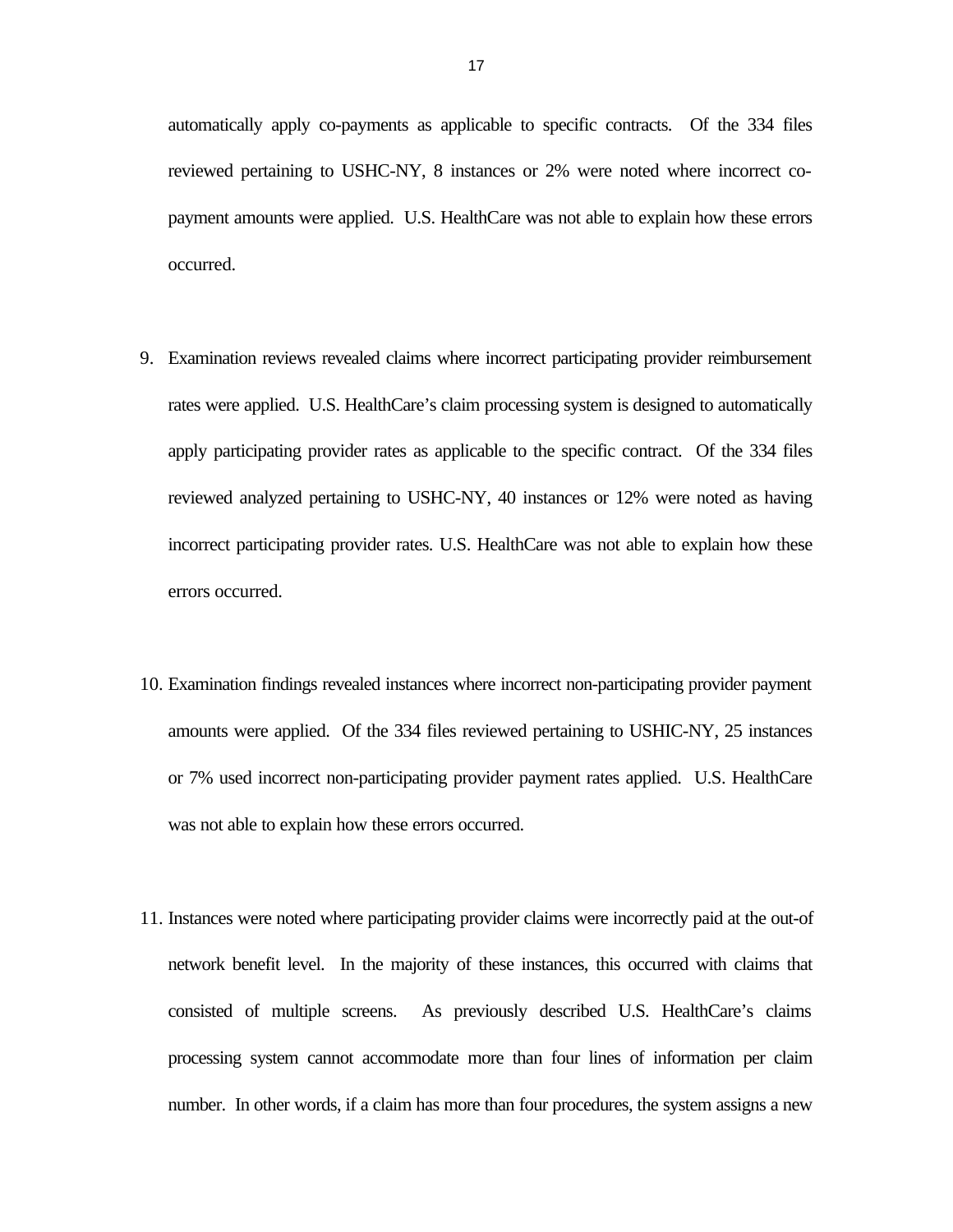automatically apply co-payments as applicable to specific contracts. Of the 334 files reviewed pertaining to USHC-NY, 8 instances or 2% were noted where incorrect co-payment amounts were applied. U.S. HealthCare was not able to explain how these errors occurred.

9. Examination reviews revealed claims where incorrect participating provider reimbursement rates were applied. U.S. HealthCare's claim processing system is designed to automatically apply participating provider rates as applicable to the specific contract. Of the 334 files reviewed analyzed pertaining to USHC-NY, 40 instances or 12% were noted as having incorrect participating provider rates. U.S. HealthCare was not able to explain how these errors occurred.

10. Examination findings revealed instances where incorrect non-participating provider payment amounts were applied. Of the 334 files reviewed pertaining to USHIC-NY, 25 instances or 7% used incorrect non-participating provider payment rates applied. U.S. HealthCare was not able to explain how these errors occurred.

11. Instances were noted where participating provider claims were incorrectly paid at the out-of network benefit level. In the majority of these instances, this occurred with claims that consisted of multiple screens. As previously described U.S. HealthCare's claims processing system cannot accommodate more than four lines of information per claim number. In other words, if a claim has more than four procedures, the system assigns a new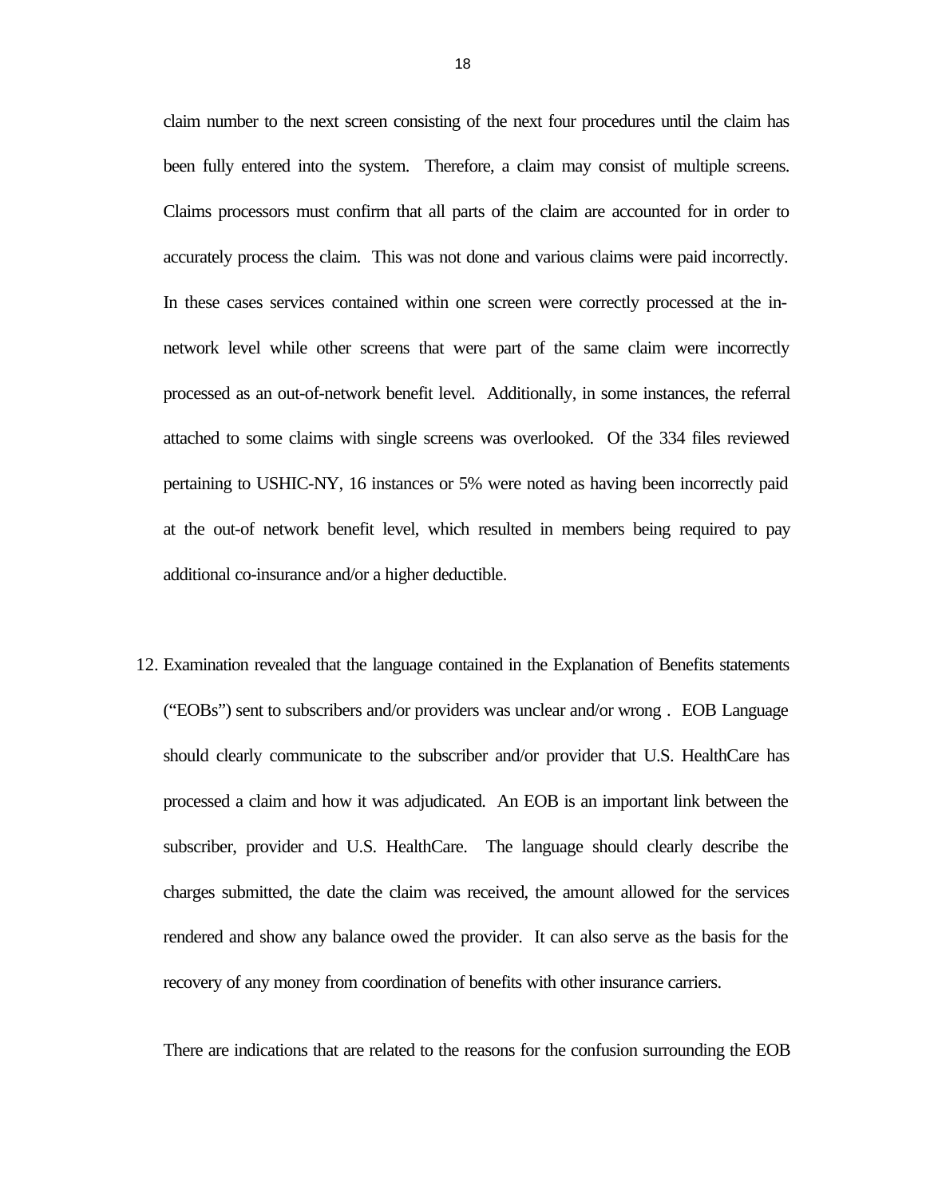claim number to the next screen consisting of the next four procedures until the claim has been fully entered into the system. Therefore, a claim may consist of multiple screens. Claims processors must confirm that all parts of the claim are accounted for in order to accurately process the claim. This was not done and various claims were paid incorrectly. In these cases services contained within one screen were correctly processed at the in-network level while other screens that were part of the same claim were incorrectly processed as an out-of-network benefit level. Additionally, in some instances, the referral attached to some claims with single screens was overlooked. Of the 334 files reviewed pertaining to USHIC-NY, 16 instances or 5% were noted as having been incorrectly paid at the out-of network benefit level, which resulted in members being required to pay additional co-insurance and/or a higher deductible.

12. Examination revealed that the language contained in the Explanation of Benefits statements ("EOBs") sent to subscribers and/or providers was unclear and/or wrong . EOB Language should clearly communicate to the subscriber and/or provider that U.S. HealthCare has processed a claim and how it was adjudicated. An EOB is an important link between the subscriber, provider and U.S. HealthCare. The language should clearly describe the charges submitted, the date the claim was received, the amount allowed for the services rendered and show any balance owed the provider. It can also serve as the basis for the recovery of any money from coordination of benefits with other insurance carriers.

    There are indications that are related to the reasons for the confusion surrounding the EOB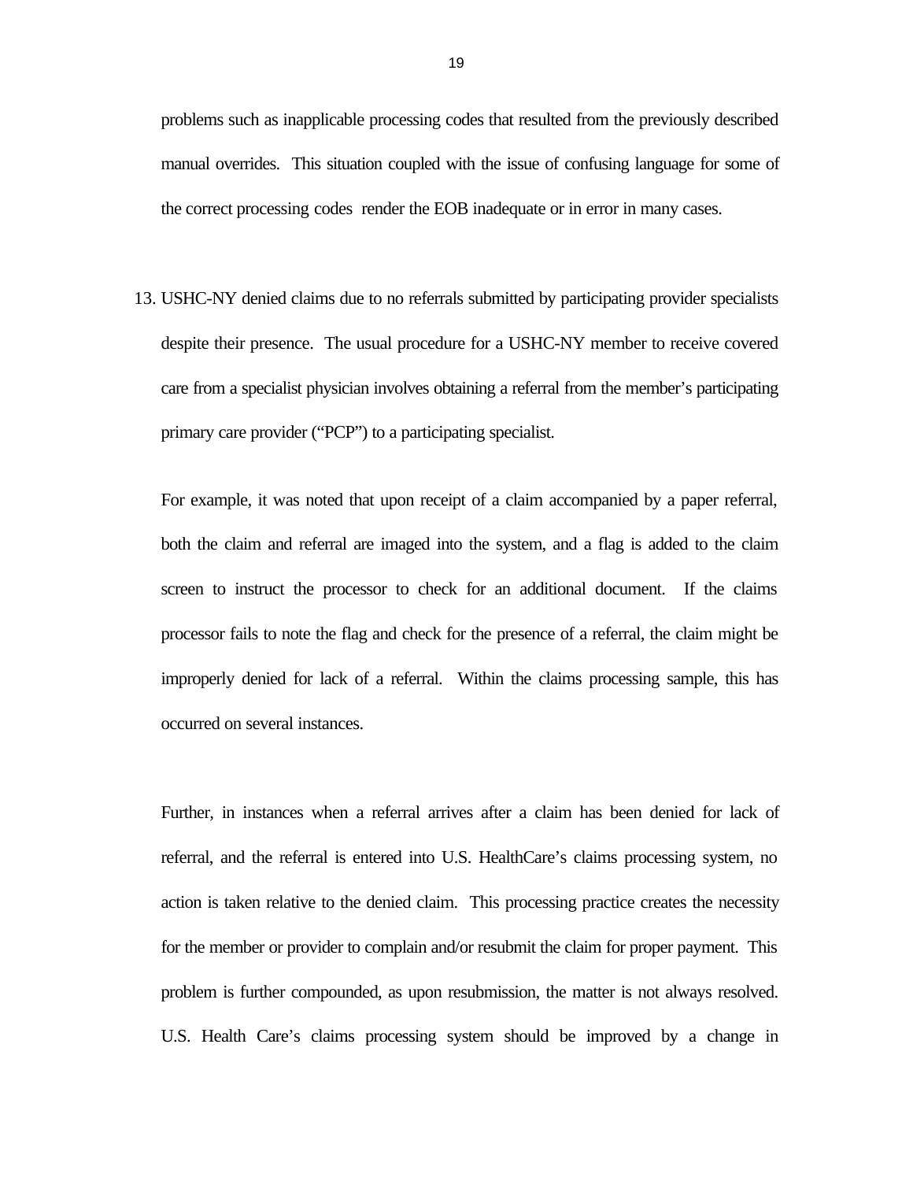problems such as inapplicable processing codes that resulted from the previously described manual overrides. This situation coupled with the issue of confusing language for some of the correct processing codes render the EOB inadequate or in error in many cases.

13. USHC-NY denied claims due to no referrals submitted by participating provider specialists despite their presence. The usual procedure for a USHC-NY member to receive covered care from a specialist physician involves obtaining a referral from the member's participating primary care provider ("PCP") to a participating specialist.

    For example, it was noted that upon receipt of a claim accompanied by a paper referral, both the claim and referral are imaged into the system, and a flag is added to the claim screen to instruct the processor to check for an additional document. If the claims processor fails to note the flag and check for the presence of a referral, the claim might be improperly denied for lack of a referral. Within the claims processing sample, this has occurred on several instances.

    Further, in instances when a referral arrives after a claim has been denied for lack of referral, and the referral is entered into U.S. HealthCare's claims processing system, no action is taken relative to the denied claim. This processing practice creates the necessity for the member or provider to complain and/or resubmit the claim for proper payment. This problem is further compounded, as upon resubmission, the matter is not always resolved. U.S. Health Care's claims processing system should be improved by a change in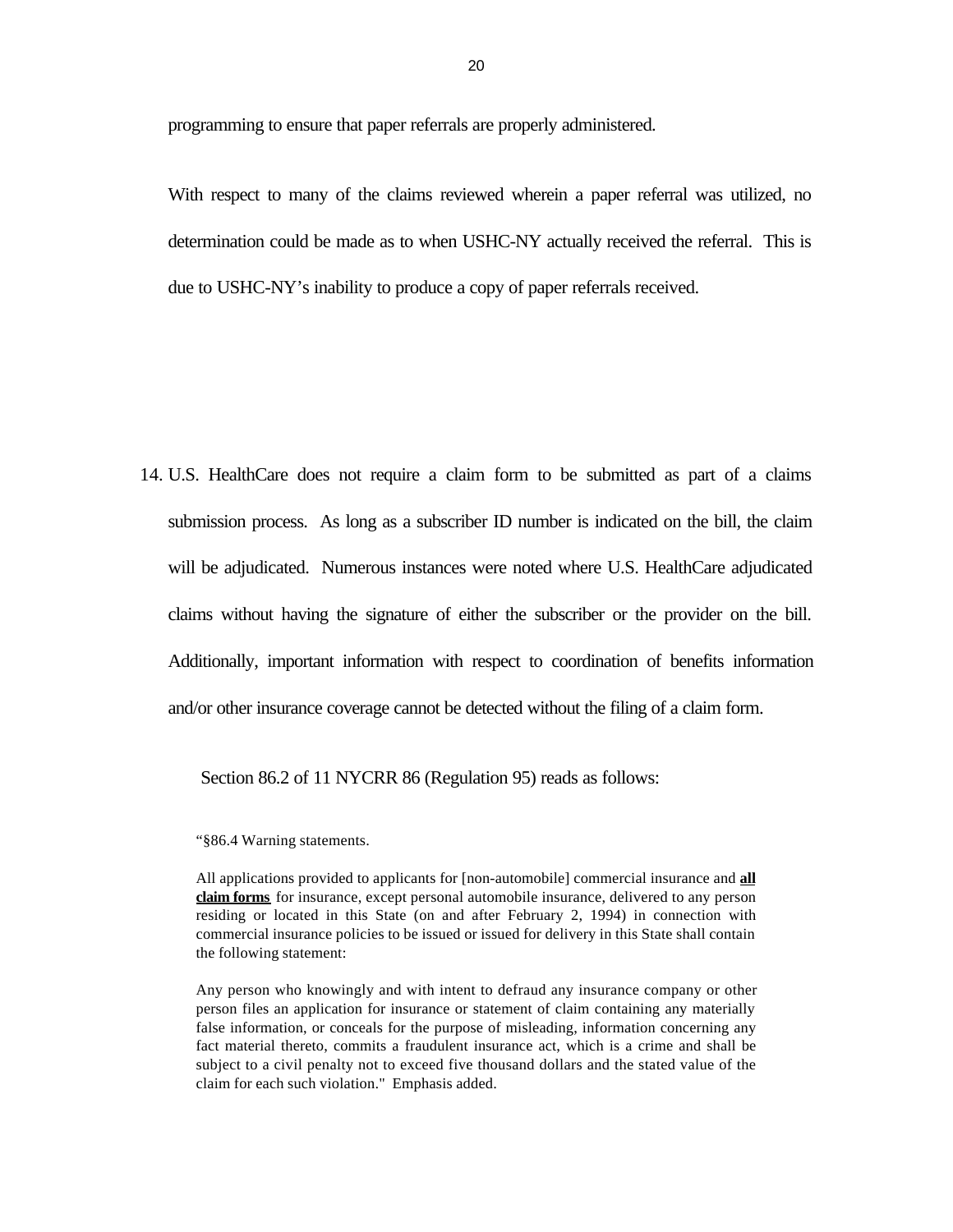programming to ensure that paper referrals are properly administered.

With respect to many of the claims reviewed wherein a paper referral was utilized, no determination could be made as to when USHC-NY actually received the referral. This is due to USHC-NY's inability to produce a copy of paper referrals received.

14. U.S. HealthCare does not require a claim form to be submitted as part of a claims submission process. As long as a subscriber ID number is indicated on the bill, the claim will be adjudicated. Numerous instances were noted where U.S. HealthCare adjudicated claims without having the signature of either the subscriber or the provider on the bill. Additionally, important information with respect to coordination of benefits information and/or other insurance coverage cannot be detected without the filing of a claim form.

Section 86.2 of 11 NYCRR 86 (Regulation 95) reads as follows:

> "§86.4 Warning statements.
>
> All applications provided to applicants for [non-automobile] commercial insurance and **all claim forms** for insurance, except personal automobile insurance, delivered to any person residing or located in this State (on and after February 2, 1994) in connection with commercial insurance policies to be issued or issued for delivery in this State shall contain the following statement:
>
> Any person who knowingly and with intent to defraud any insurance company or other person files an application for insurance or statement of claim containing any materially false information, or conceals for the purpose of misleading, information concerning any fact material thereto, commits a fraudulent insurance act, which is a crime and shall be subject to a civil penalty not to exceed five thousand dollars and the stated value of the claim for each such violation." Emphasis added.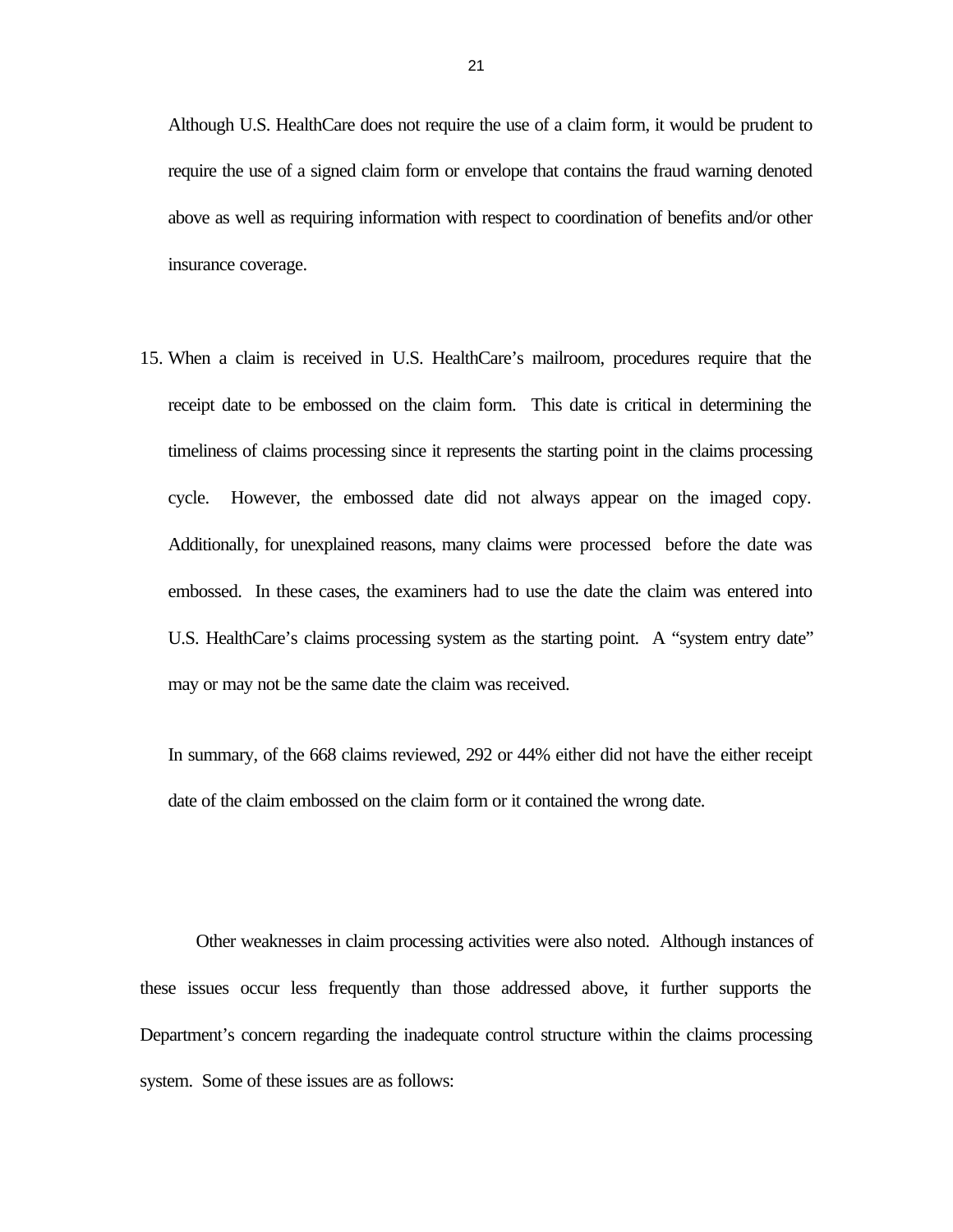Although U.S. HealthCare does not require the use of a claim form, it would be prudent to require the use of a signed claim form or envelope that contains the fraud warning denoted above as well as requiring information with respect to coordination of benefits and/or other insurance coverage.

15. When a claim is received in U.S. HealthCare's mailroom, procedures require that the receipt date to be embossed on the claim form. This date is critical in determining the timeliness of claims processing since it represents the starting point in the claims processing cycle. However, the embossed date did not always appear on the imaged copy. Additionally, for unexplained reasons, many claims were processed before the date was embossed. In these cases, the examiners had to use the date the claim was entered into U.S. HealthCare's claims processing system as the starting point. A "system entry date" may or may not be the same date the claim was received.

    In summary, of the 668 claims reviewed, 292 or 44% either did not have the either receipt date of the claim embossed on the claim form or it contained the wrong date.

Other weaknesses in claim processing activities were also noted. Although instances of these issues occur less frequently than those addressed above, it further supports the Department's concern regarding the inadequate control structure within the claims processing system. Some of these issues are as follows: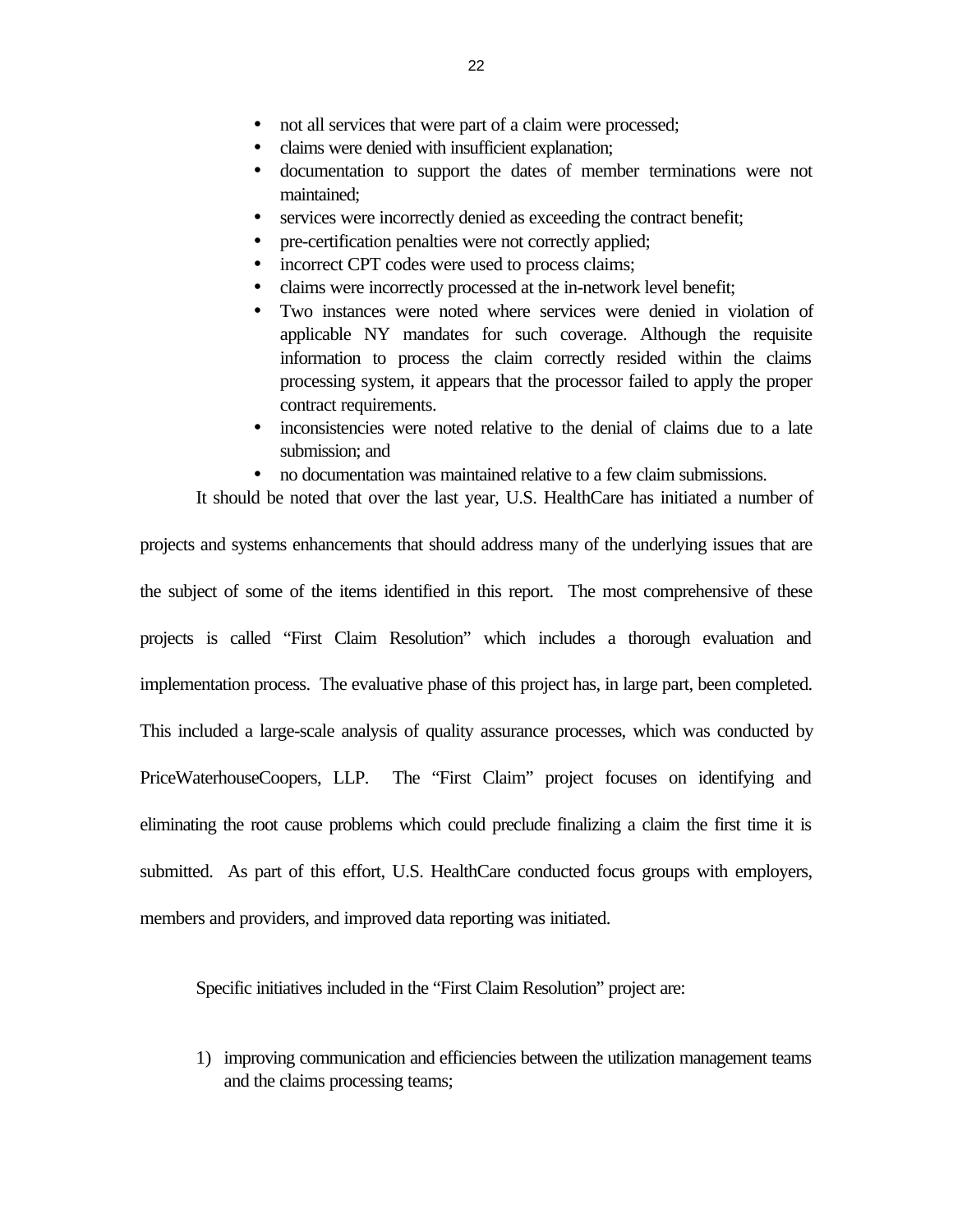- not all services that were part of a claim were processed;
- claims were denied with insufficient explanation;
- documentation to support the dates of member terminations were not maintained;
- services were incorrectly denied as exceeding the contract benefit;
- pre-certification penalties were not correctly applied;
- incorrect CPT codes were used to process claims;
- claims were incorrectly processed at the in-network level benefit;
- Two instances were noted where services were denied in violation of applicable NY mandates for such coverage. Although the requisite information to process the claim correctly resided within the claims processing system, it appears that the processor failed to apply the proper contract requirements.
- inconsistencies were noted relative to the denial of claims due to a late submission; and
- no documentation was maintained relative to a few claim submissions.

It should be noted that over the last year, U.S. HealthCare has initiated a number of projects and systems enhancements that should address many of the underlying issues that are the subject of some of the items identified in this report. The most comprehensive of these projects is called "First Claim Resolution" which includes a thorough evaluation and implementation process. The evaluative phase of this project has, in large part, been completed. This included a large-scale analysis of quality assurance processes, which was conducted by PriceWaterhouseCoopers, LLP. The "First Claim" project focuses on identifying and eliminating the root cause problems which could preclude finalizing a claim the first time it is submitted. As part of this effort, U.S. HealthCare conducted focus groups with employers, members and providers, and improved data reporting was initiated.

Specific initiatives included in the "First Claim Resolution" project are:

1) improving communication and efficiencies between the utilization management teams and the claims processing teams;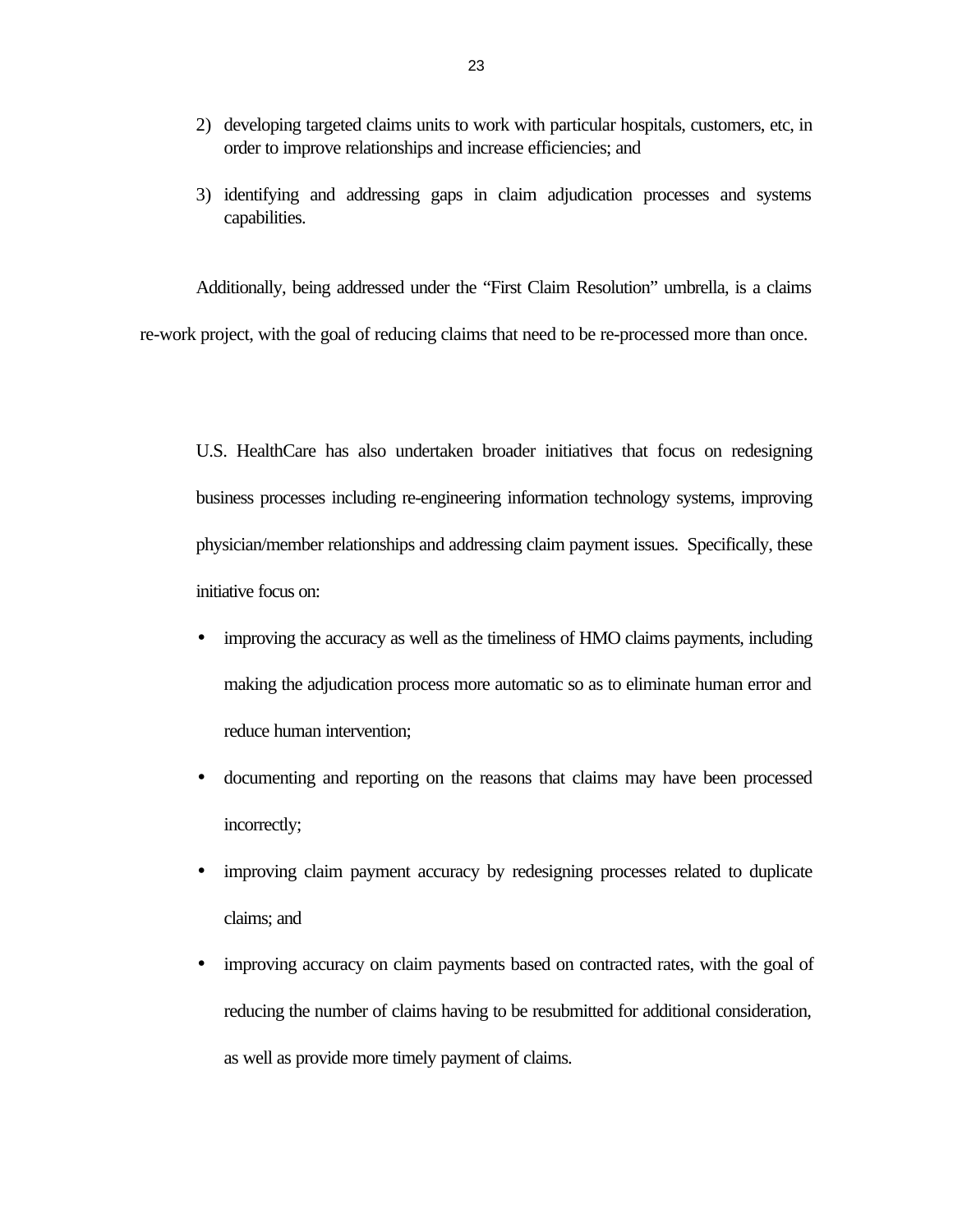2) developing targeted claims units to work with particular hospitals, customers, etc, in order to improve relationships and increase efficiencies; and

3) identifying and addressing gaps in claim adjudication processes and systems capabilities.

Additionally, being addressed under the "First Claim Resolution" umbrella, is a claims re-work project, with the goal of reducing claims that need to be re-processed more than once.

U.S. HealthCare has also undertaken broader initiatives that focus on redesigning business processes including re-engineering information technology systems, improving physician/member relationships and addressing claim payment issues. Specifically, these initiative focus on:

- improving the accuracy as well as the timeliness of HMO claims payments, including making the adjudication process more automatic so as to eliminate human error and reduce human intervention;
- documenting and reporting on the reasons that claims may have been processed incorrectly;
- improving claim payment accuracy by redesigning processes related to duplicate claims; and
- improving accuracy on claim payments based on contracted rates, with the goal of reducing the number of claims having to be resubmitted for additional consideration, as well as provide more timely payment of claims.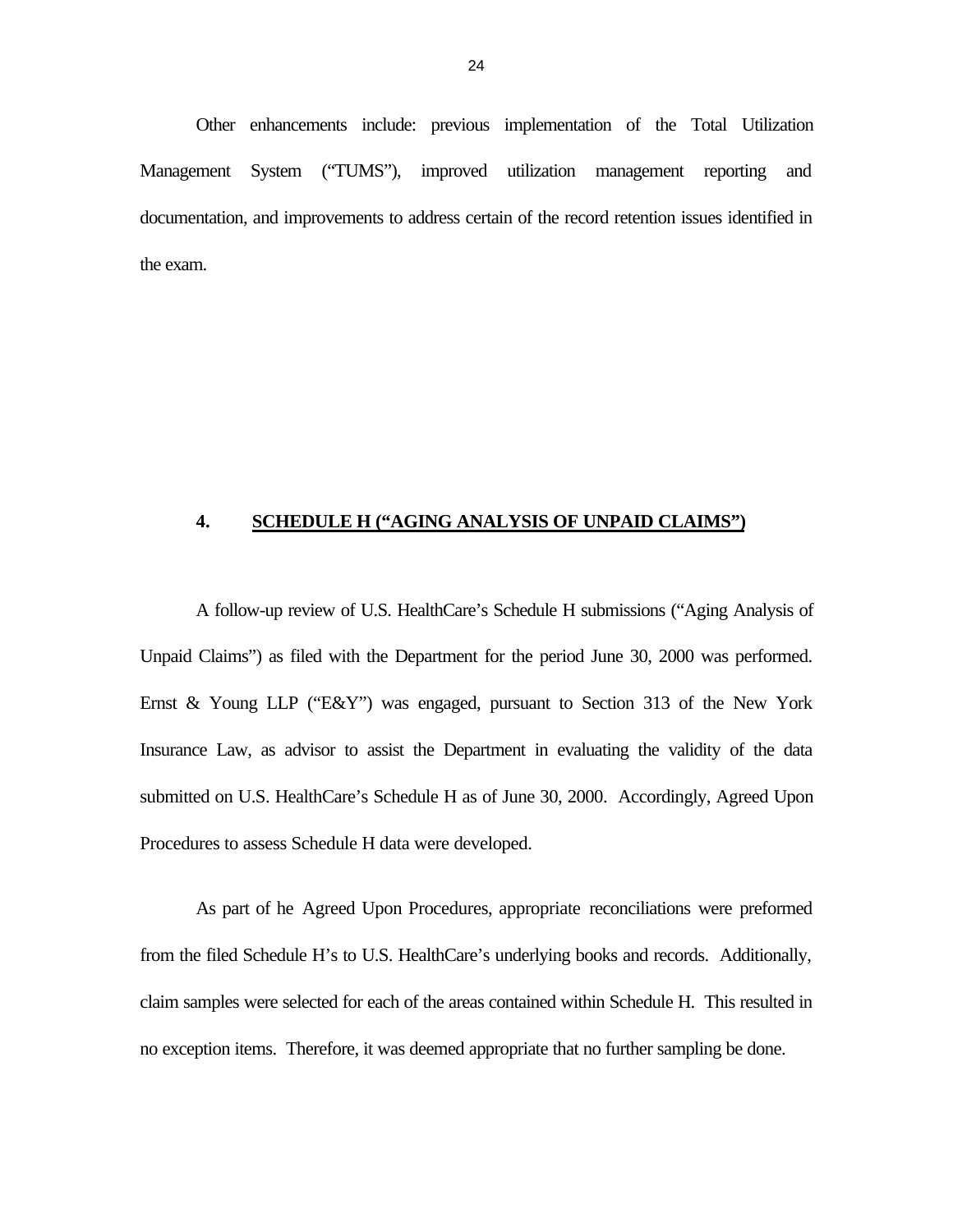Other enhancements include: previous implementation of the Total Utilization Management System ("TUMS"), improved utilization management reporting and documentation, and improvements to address certain of the record retention issues identified in the exam.

## 4. SCHEDULE H ("AGING ANALYSIS OF UNPAID CLAIMS")

A follow-up review of U.S. HealthCare's Schedule H submissions ("Aging Analysis of Unpaid Claims") as filed with the Department for the period June 30, 2000 was performed. Ernst & Young LLP ("E&Y") was engaged, pursuant to Section 313 of the New York Insurance Law, as advisor to assist the Department in evaluating the validity of the data submitted on U.S. HealthCare's Schedule H as of June 30, 2000. Accordingly, Agreed Upon Procedures to assess Schedule H data were developed.

As part of he Agreed Upon Procedures, appropriate reconciliations were preformed from the filed Schedule H's to U.S. HealthCare's underlying books and records. Additionally, claim samples were selected for each of the areas contained within Schedule H. This resulted in no exception items. Therefore, it was deemed appropriate that no further sampling be done.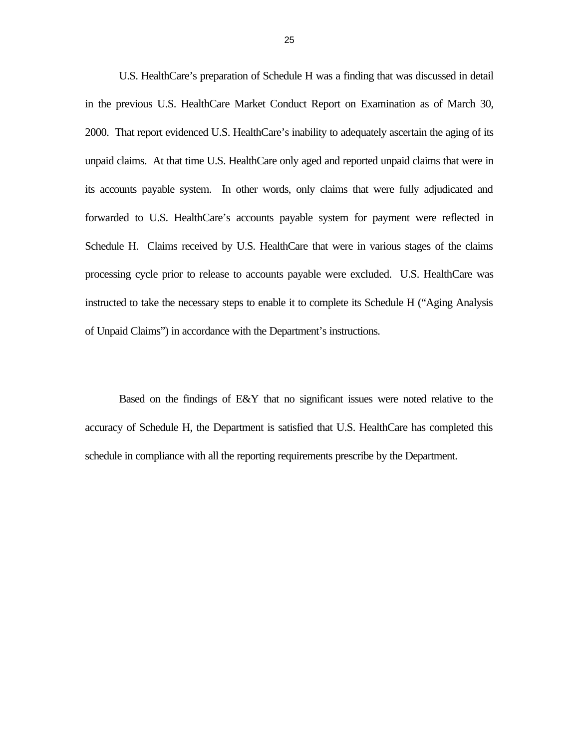U.S. HealthCare's preparation of Schedule H was a finding that was discussed in detail in the previous U.S. HealthCare Market Conduct Report on Examination as of March 30, 2000. That report evidenced U.S. HealthCare's inability to adequately ascertain the aging of its unpaid claims. At that time U.S. HealthCare only aged and reported unpaid claims that were in its accounts payable system. In other words, only claims that were fully adjudicated and forwarded to U.S. HealthCare's accounts payable system for payment were reflected in Schedule H. Claims received by U.S. HealthCare that were in various stages of the claims processing cycle prior to release to accounts payable were excluded. U.S. HealthCare was instructed to take the necessary steps to enable it to complete its Schedule H ("Aging Analysis of Unpaid Claims") in accordance with the Department's instructions.

Based on the findings of E&Y that no significant issues were noted relative to the accuracy of Schedule H, the Department is satisfied that U.S. HealthCare has completed this schedule in compliance with all the reporting requirements prescribe by the Department.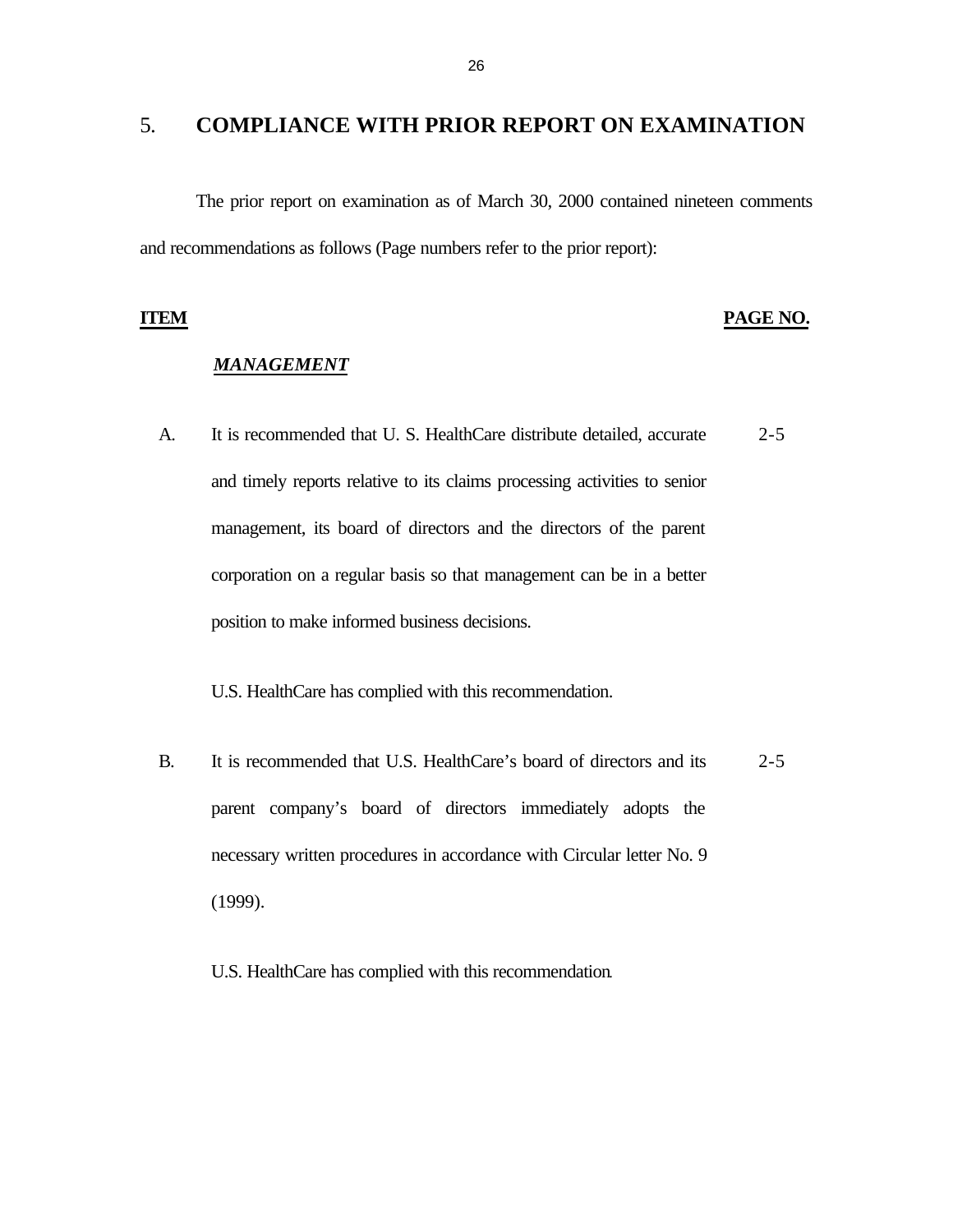## 5. COMPLIANCE WITH PRIOR REPORT ON EXAMINATION

The prior report on examination as of March 30, 2000 contained nineteen comments and recommendations as follows (Page numbers refer to the prior report):

| ITEM | | PAGE NO. |
|---|---|---|
| | ***MANAGEMENT*** | |
| A. | It is recommended that U. S. HealthCare distribute detailed, accurate and timely reports relative to its claims processing activities to senior management, its board of directors and the directors of the parent corporation on a regular basis so that management can be in a better position to make informed business decisions.<br><br>U.S. HealthCare has complied with this recommendation. | 2-5 |
| B. | It is recommended that U.S. HealthCare's board of directors and its parent company's board of directors immediately adopts the necessary written procedures in accordance with Circular letter No. 9 (1999).<br><br>U.S. HealthCare has complied with this recommendation. | 2-5 |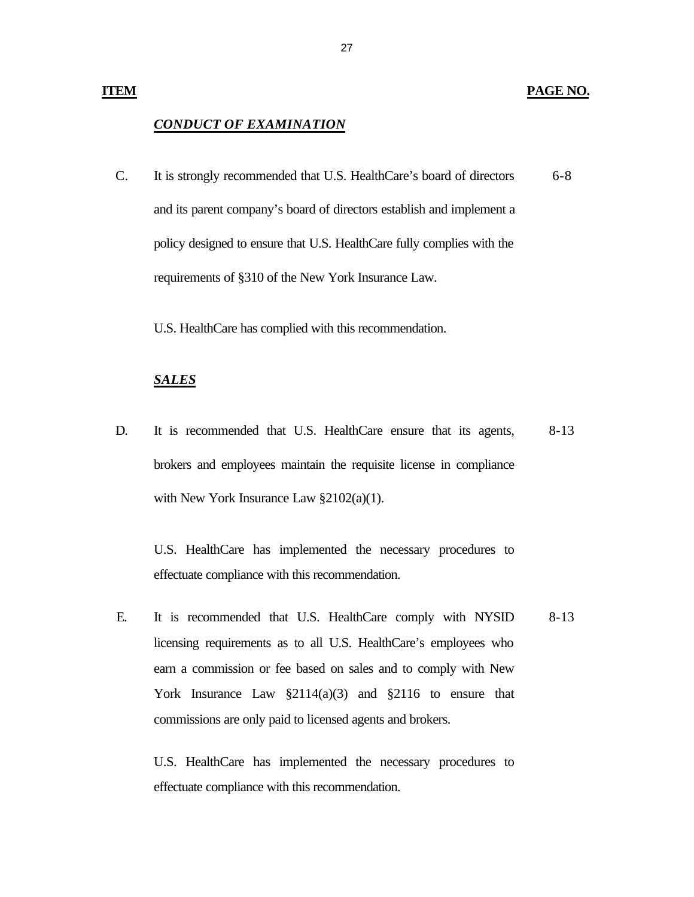| ITEM | | PAGE NO. |
|---|---|---|
| | ***CONDUCT OF EXAMINATION*** | |
| C. | It is strongly recommended that U.S. HealthCare's board of directors and its parent company's board of directors establish and implement a policy designed to ensure that U.S. HealthCare fully complies with the requirements of §310 of the New York Insurance Law.<br><br>U.S. HealthCare has complied with this recommendation. | 6-8 |
| | ***SALES*** | |
| D. | It is recommended that U.S. HealthCare ensure that its agents, brokers and employees maintain the requisite license in compliance with New York Insurance Law §2102(a)(1).<br><br>U.S. HealthCare has implemented the necessary procedures to effectuate compliance with this recommendation. | 8-13 |
| E. | It is recommended that U.S. HealthCare comply with NYSID licensing requirements as to all U.S. HealthCare's employees who earn a commission or fee based on sales and to comply with New York Insurance Law §2114(a)(3) and §2116 to ensure that commissions are only paid to licensed agents and brokers.<br><br>U.S. HealthCare has implemented the necessary procedures to effectuate compliance with this recommendation. | 8-13 |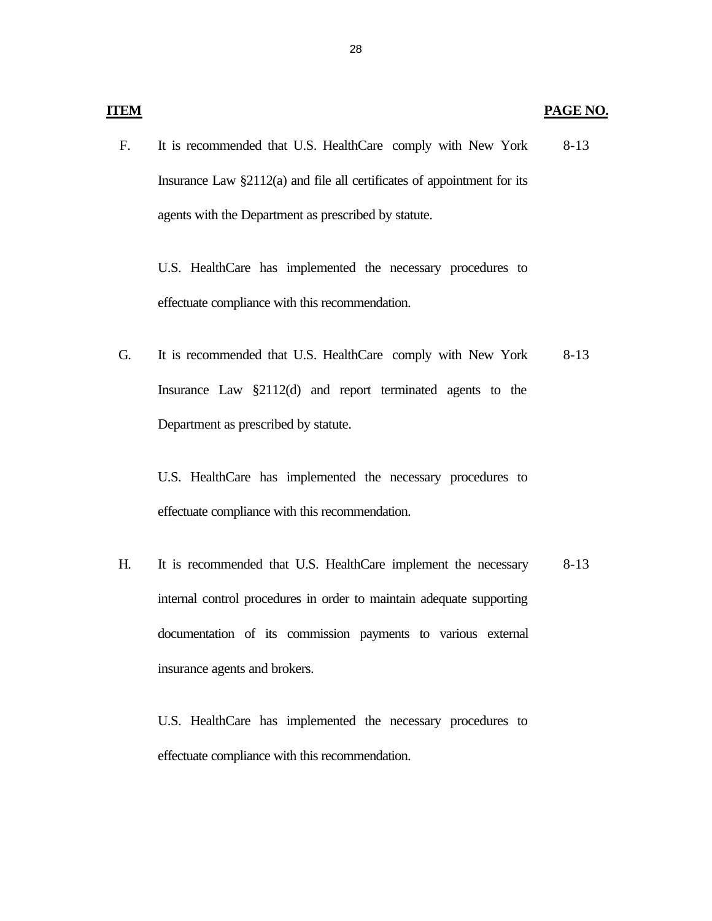| ITEM | | PAGE NO. |
|---|---|---|
| F. | It is recommended that U.S. HealthCare comply with New York Insurance Law §2112(a) and file all certificates of appointment for its agents with the Department as prescribed by statute.<br><br>U.S. HealthCare has implemented the necessary procedures to effectuate compliance with this recommendation. | 8-13 |
| G. | It is recommended that U.S. HealthCare comply with New York Insurance Law §2112(d) and report terminated agents to the Department as prescribed by statute.<br><br>U.S. HealthCare has implemented the necessary procedures to effectuate compliance with this recommendation. | 8-13 |
| H. | It is recommended that U.S. HealthCare implement the necessary internal control procedures in order to maintain adequate supporting documentation of its commission payments to various external insurance agents and brokers.<br><br>U.S. HealthCare has implemented the necessary procedures to effectuate compliance with this recommendation. | 8-13 |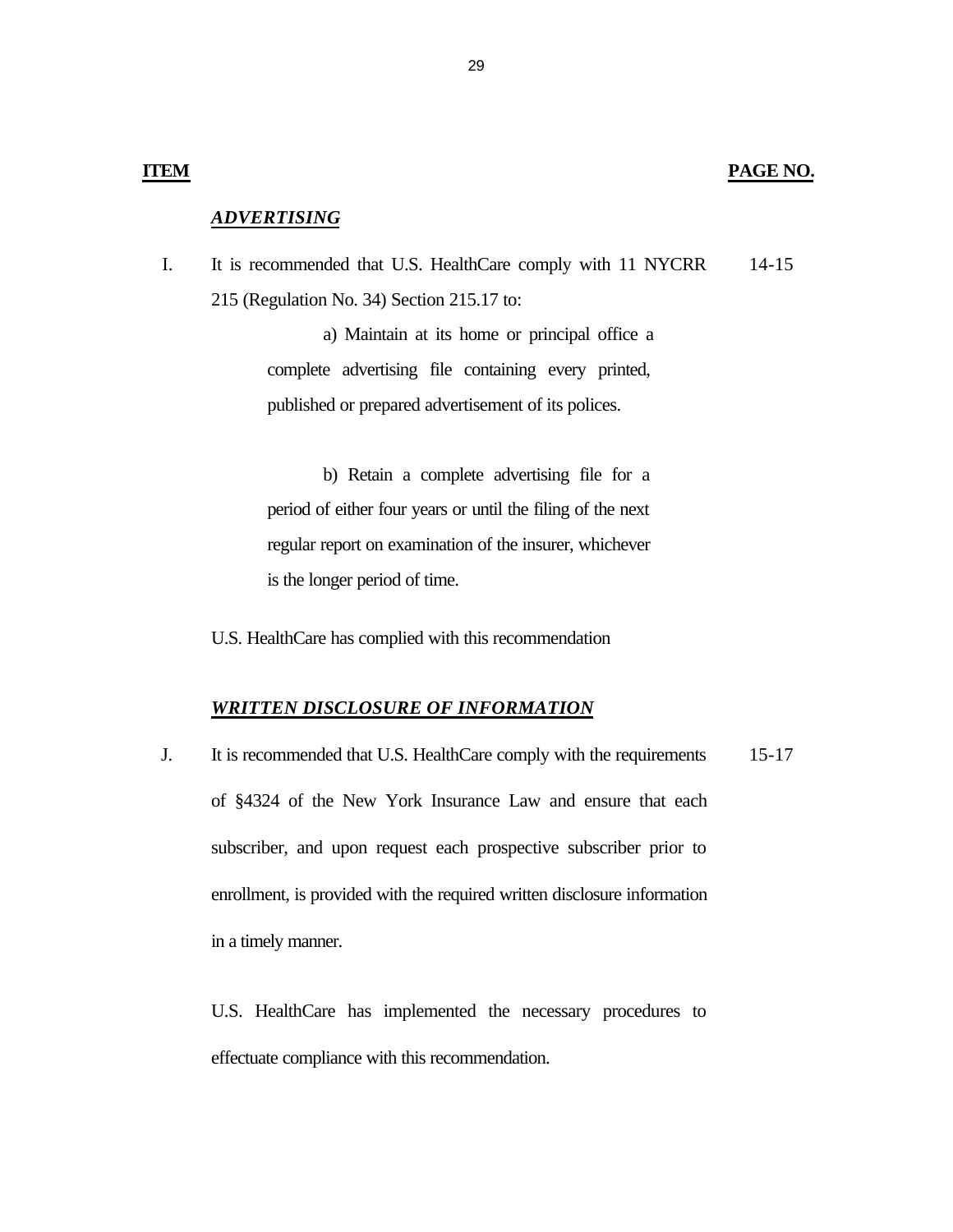| ITEM | | PAGE NO. |
|---|---|---|
| | ***ADVERTISING*** | |
| I. | It is recommended that U.S. HealthCare comply with 11 NYCRR 215 (Regulation No. 34) Section 215.17 to: | 14-15 |

a) Maintain at its home or principal office a complete advertising file containing every printed, published or prepared advertisement of its polices.

b) Retain a complete advertising file for a period of either four years or until the filing of the next regular report on examination of the insurer, whichever is the longer period of time.

U.S. HealthCare has complied with this recommendation

| | | |
|---|---|---|
| | ***WRITTEN DISCLOSURE OF INFORMATION*** | |
| J. | It is recommended that U.S. HealthCare comply with the requirements of §4324 of the New York Insurance Law and ensure that each subscriber, and upon request each prospective subscriber prior to enrollment, is provided with the required written disclosure information in a timely manner. | 15-17 |

U.S. HealthCare has implemented the necessary procedures to effectuate compliance with this recommendation.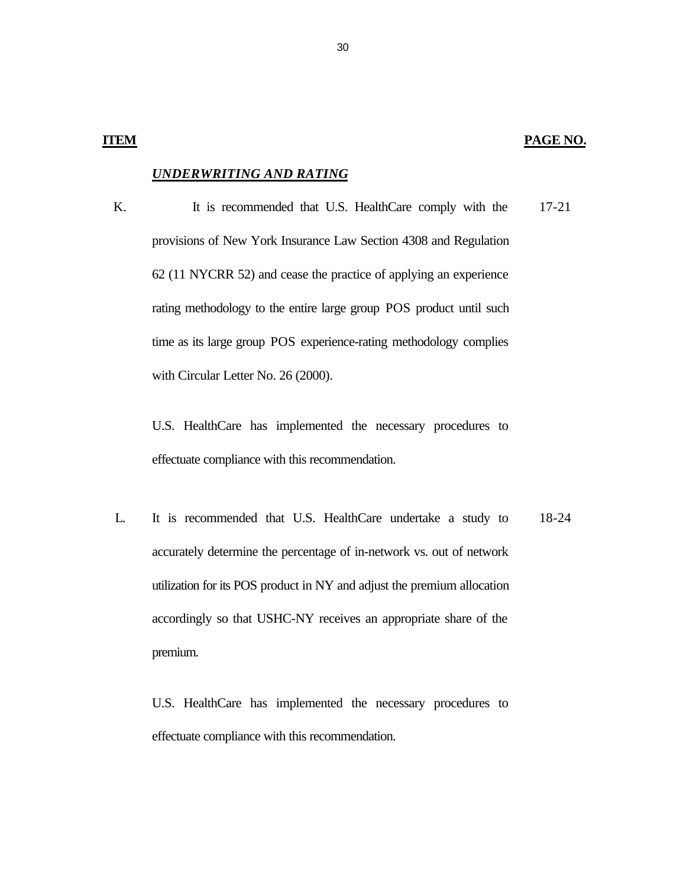| ITEM | | PAGE NO. |
|---|---|---|
| | ***UNDERWRITING AND RATING*** | |
| K. | It is recommended that U.S. HealthCare comply with the provisions of New York Insurance Law Section 4308 and Regulation 62 (11 NYCRR 52) and cease the practice of applying an experience rating methodology to the entire large group POS product until such time as its large group POS experience-rating methodology complies with Circular Letter No. 26 (2000).<br><br>U.S. HealthCare has implemented the necessary procedures to effectuate compliance with this recommendation. | 17-21 |
| L. | It is recommended that U.S. HealthCare undertake a study to accurately determine the percentage of in-network vs. out of network utilization for its POS product in NY and adjust the premium allocation accordingly so that USHC-NY receives an appropriate share of the premium.<br><br>U.S. HealthCare has implemented the necessary procedures to effectuate compliance with this recommendation. | 18-24 |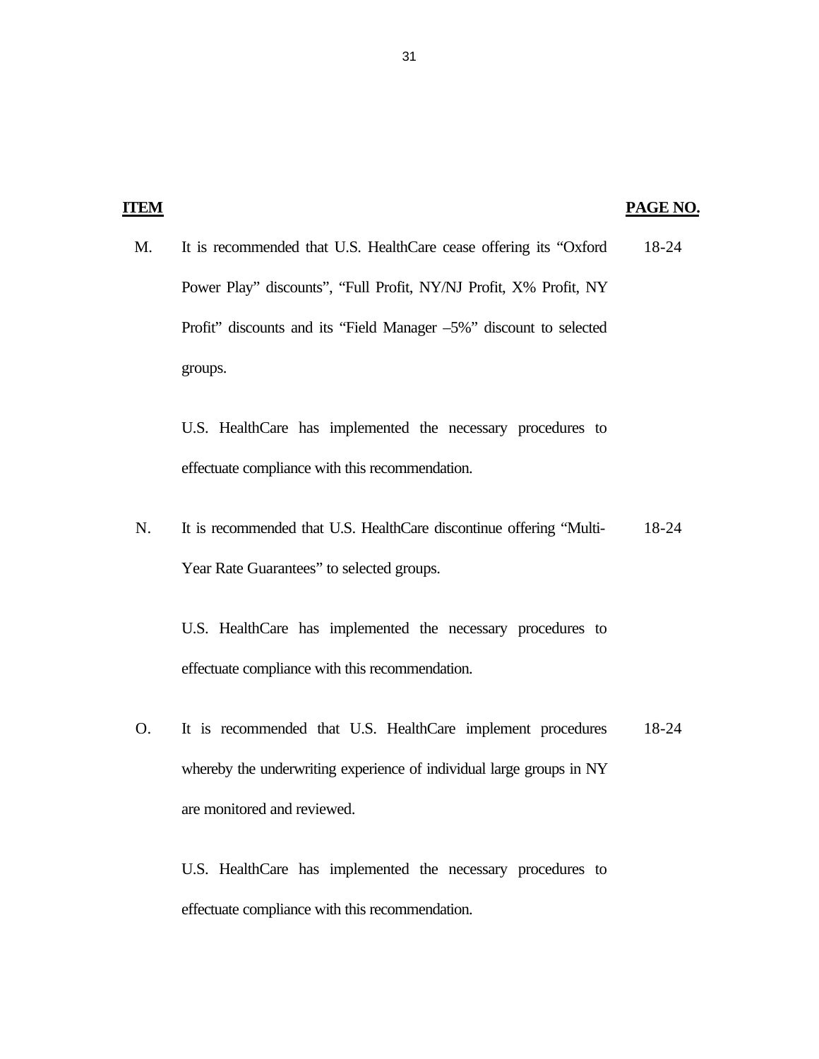| ITEM | | PAGE NO. |
|---|---|---|
| M. | It is recommended that U.S. HealthCare cease offering its "Oxford Power Play" discounts", "Full Profit, NY/NJ Profit, X% Profit, NY Profit" discounts and its "Field Manager –5%" discount to selected groups.<br><br>U.S. HealthCare has implemented the necessary procedures to effectuate compliance with this recommendation. | 18-24 |
| N. | It is recommended that U.S. HealthCare discontinue offering "Multi-Year Rate Guarantees" to selected groups.<br><br>U.S. HealthCare has implemented the necessary procedures to effectuate compliance with this recommendation. | 18-24 |
| O. | It is recommended that U.S. HealthCare implement procedures whereby the underwriting experience of individual large groups in NY are monitored and reviewed.<br><br>U.S. HealthCare has implemented the necessary procedures to effectuate compliance with this recommendation. | 18-24 |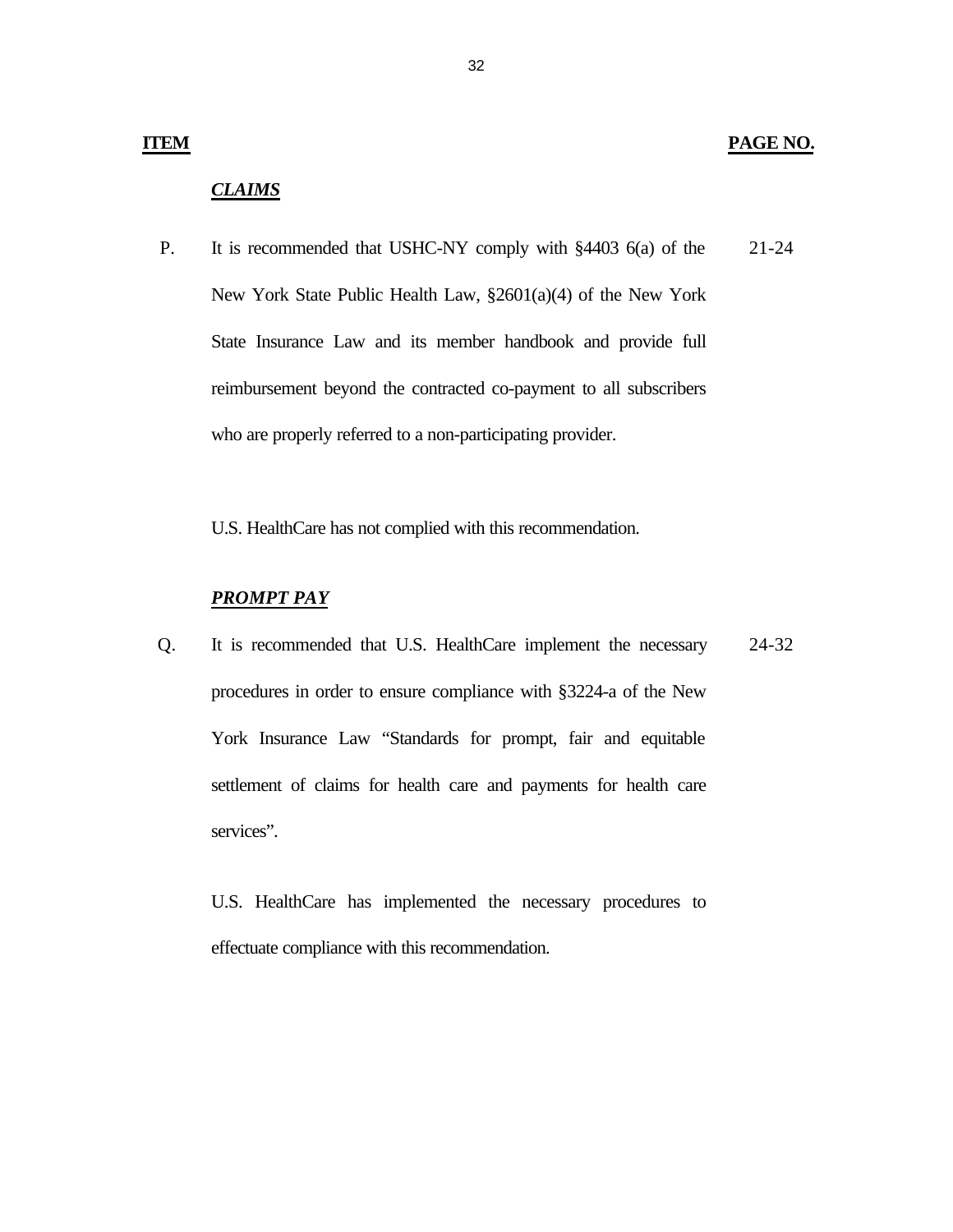| ITEM | | PAGE NO. |
|---|---|---|
| | ***CLAIMS*** | |
| P. | It is recommended that USHC-NY comply with §4403 6(a) of the New York State Public Health Law, §2601(a)(4) of the New York State Insurance Law and its member handbook and provide full reimbursement beyond the contracted co-payment to all subscribers who are properly referred to a non-participating provider. | 21-24 |
| | U.S. HealthCare has not complied with this recommendation. | |
| | ***PROMPT PAY*** | |
| Q. | It is recommended that U.S. HealthCare implement the necessary procedures in order to ensure compliance with §3224-a of the New York Insurance Law "Standards for prompt, fair and equitable settlement of claims for health care and payments for health care services". | 24-32 |
| | U.S. HealthCare has implemented the necessary procedures to effectuate compliance with this recommendation. | |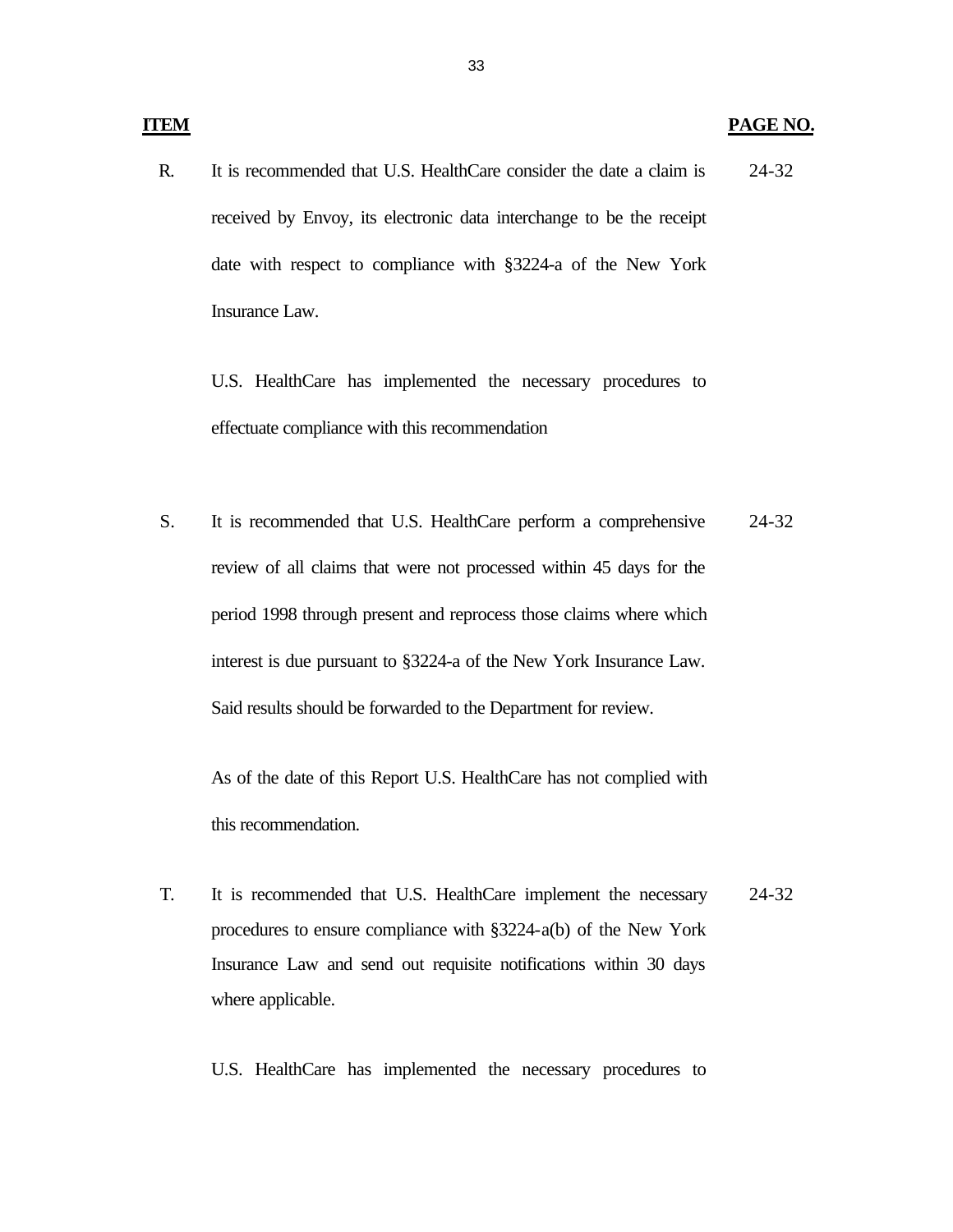| ITEM | | PAGE NO. |
|---|---|---|
| R. | It is recommended that U.S. HealthCare consider the date a claim is received by Envoy, its electronic data interchange to be the receipt date with respect to compliance with §3224-a of the New York Insurance Law.<br><br>U.S. HealthCare has implemented the necessary procedures to effectuate compliance with this recommendation | 24-32 |
| S. | It is recommended that U.S. HealthCare perform a comprehensive review of all claims that were not processed within 45 days for the period 1998 through present and reprocess those claims where which interest is due pursuant to §3224-a of the New York Insurance Law. Said results should be forwarded to the Department for review.<br><br>As of the date of this Report U.S. HealthCare has not complied with this recommendation. | 24-32 |
| T. | It is recommended that U.S. HealthCare implement the necessary procedures to ensure compliance with §3224-a(b) of the New York Insurance Law and send out requisite notifications within 30 days where applicable.<br><br>U.S. HealthCare has implemented the necessary procedures to | 24-32 |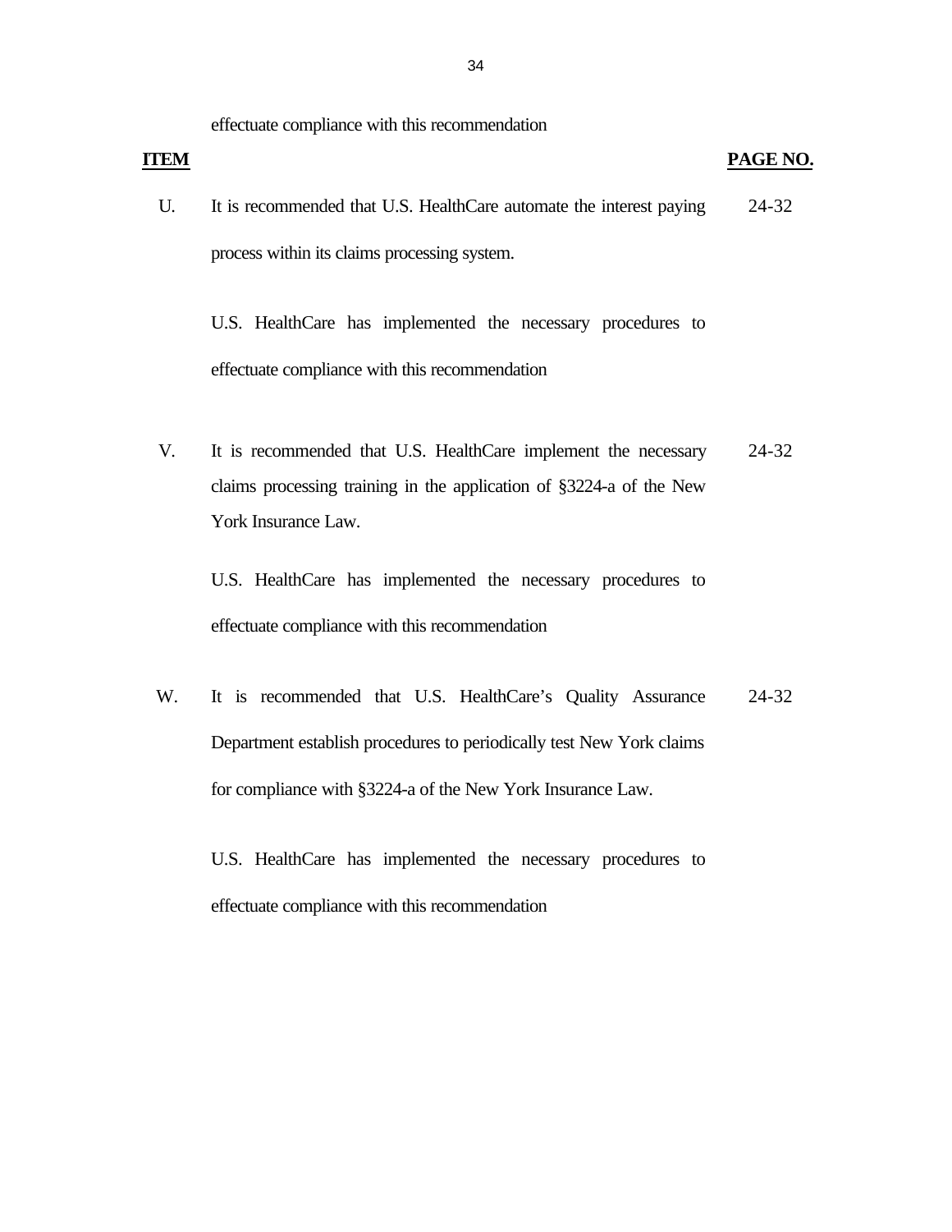effectuate compliance with this recommendation

| ITEM | | PAGE NO. |
|---|---|---|
| U. | It is recommended that U.S. HealthCare automate the interest paying process within its claims processing system.<br><br>U.S. HealthCare has implemented the necessary procedures to effectuate compliance with this recommendation | 24-32 |
| V. | It is recommended that U.S. HealthCare implement the necessary claims processing training in the application of §3224-a of the New York Insurance Law.<br><br>U.S. HealthCare has implemented the necessary procedures to effectuate compliance with this recommendation | 24-32 |
| W. | It is recommended that U.S. HealthCare's Quality Assurance Department establish procedures to periodically test New York claims for compliance with §3224-a of the New York Insurance Law.<br><br>U.S. HealthCare has implemented the necessary procedures to effectuate compliance with this recommendation | 24-32 |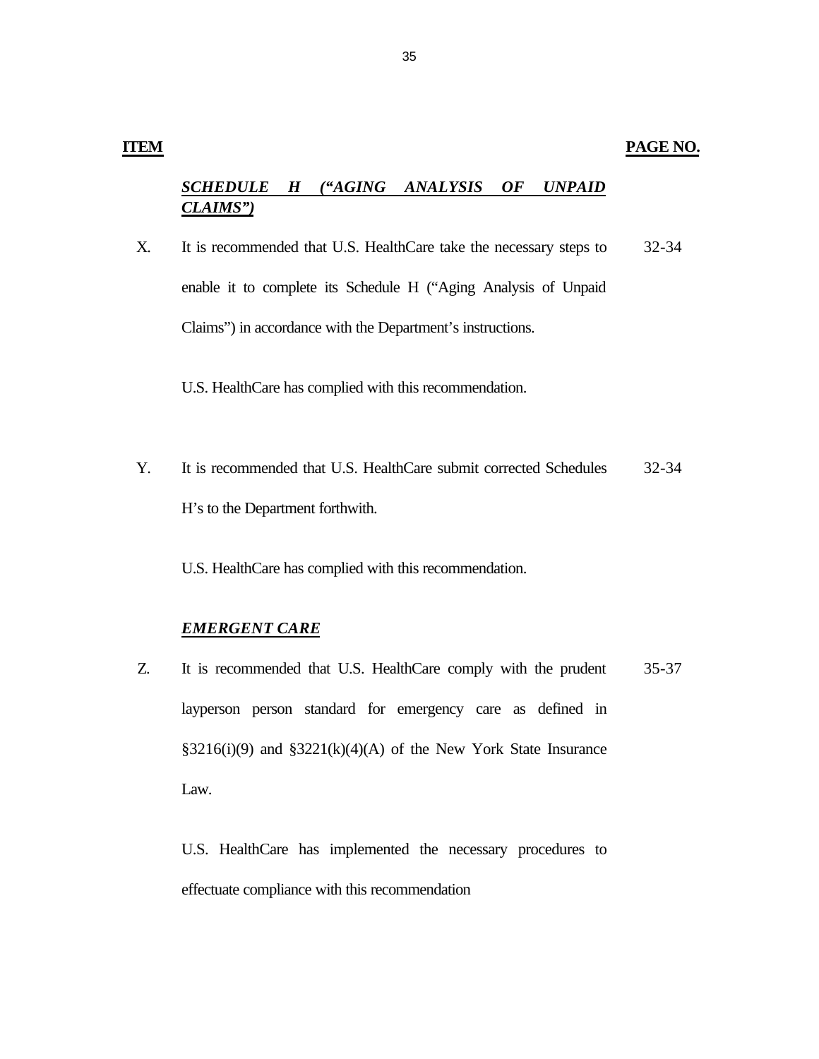| ITEM | | PAGE NO. |
|---|---|---|
| | ***SCHEDULE H ("AGING ANALYSIS OF UNPAID CLAIMS")*** | |
| X. | It is recommended that U.S. HealthCare take the necessary steps to enable it to complete its Schedule H ("Aging Analysis of Unpaid Claims") in accordance with the Department's instructions.<br><br>U.S. HealthCare has complied with this recommendation. | 32-34 |
| Y. | It is recommended that U.S. HealthCare submit corrected Schedules H's to the Department forthwith.<br><br>U.S. HealthCare has complied with this recommendation. | 32-34 |
| | ***EMERGENT CARE*** | |
| Z. | It is recommended that U.S. HealthCare comply with the prudent layperson person standard for emergency care as defined in §3216(i)(9) and §3221(k)(4)(A) of the New York State Insurance Law.<br><br>U.S. HealthCare has implemented the necessary procedures to effectuate compliance with this recommendation | 35-37 |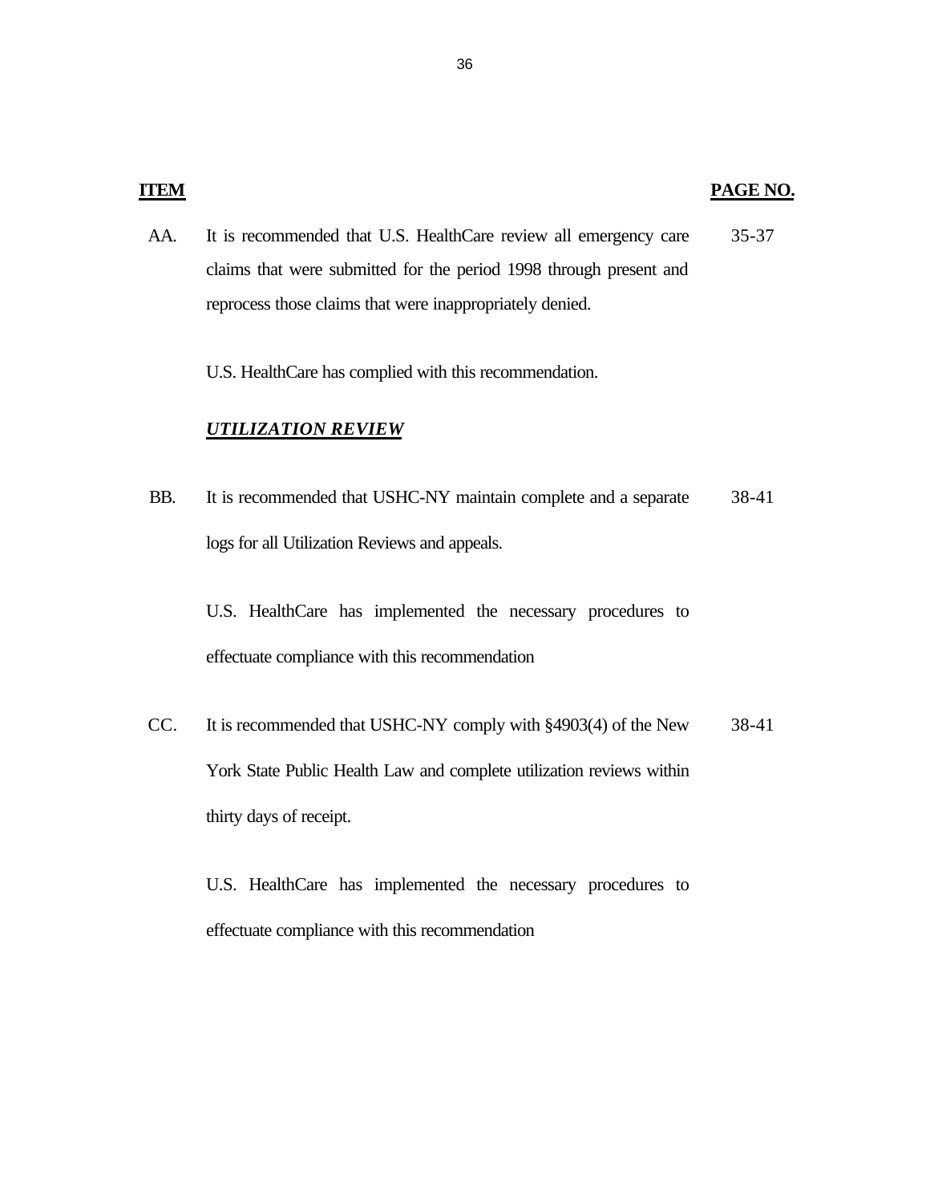| ITEM | | PAGE NO. |
|---|---|---|
| AA. | It is recommended that U.S. HealthCare review all emergency care claims that were submitted for the period 1998 through present and reprocess those claims that were inappropriately denied.<br><br>U.S. HealthCare has complied with this recommendation. | 35-37 |
| | ***UTILIZATION REVIEW*** | |
| BB. | It is recommended that USHC-NY maintain complete and a separate logs for all Utilization Reviews and appeals.<br><br>U.S. HealthCare has implemented the necessary procedures to effectuate compliance with this recommendation | 38-41 |
| CC. | It is recommended that USHC-NY comply with §4903(4) of the New York State Public Health Law and complete utilization reviews within thirty days of receipt.<br><br>U.S. HealthCare has implemented the necessary procedures to effectuate compliance with this recommendation | 38-41 |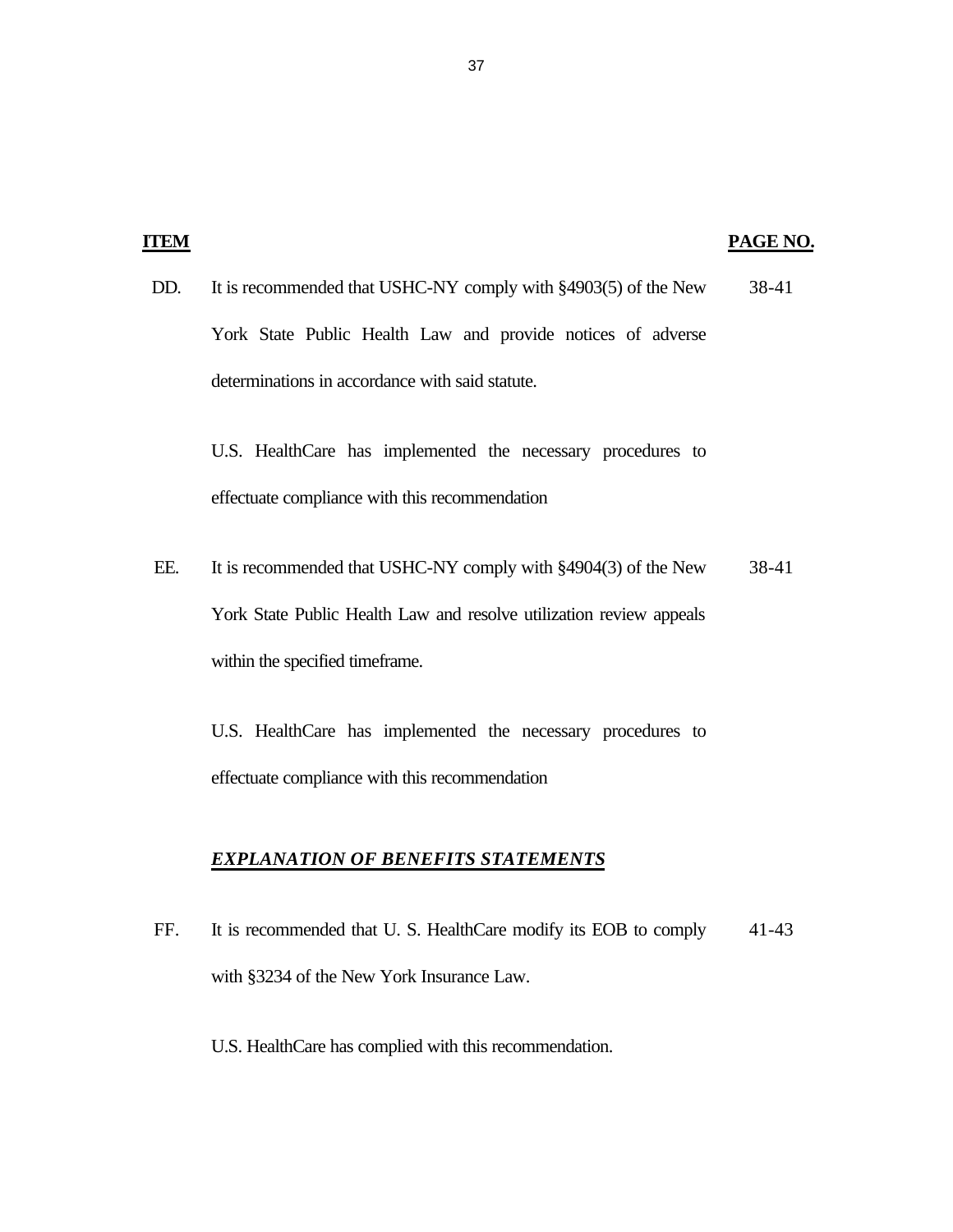| ITEM | | PAGE NO. |
|---|---|---|
| DD. | It is recommended that USHC-NY comply with §4903(5) of the New York State Public Health Law and provide notices of adverse determinations in accordance with said statute.<br><br>U.S. HealthCare has implemented the necessary procedures to effectuate compliance with this recommendation | 38-41 |
| EE. | It is recommended that USHC-NY comply with §4904(3) of the New York State Public Health Law and resolve utilization review appeals within the specified timeframe.<br><br>U.S. HealthCare has implemented the necessary procedures to effectuate compliance with this recommendation | 38-41 |
| | ***EXPLANATION OF BENEFITS STATEMENTS*** | |
| FF. | It is recommended that U. S. HealthCare modify its EOB to comply with §3234 of the New York Insurance Law.<br><br>U.S. HealthCare has complied with this recommendation. | 41-43 |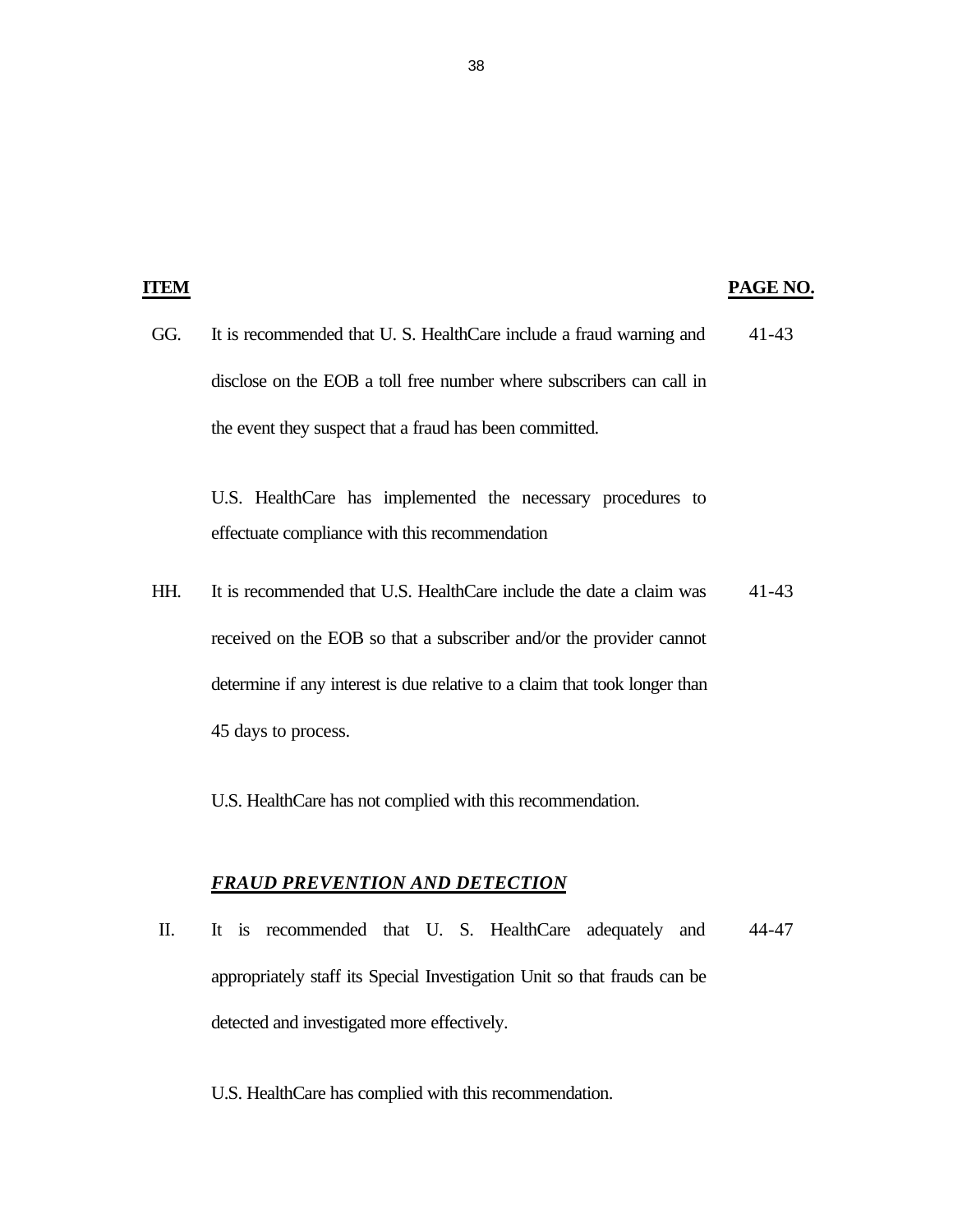| ITEM | | PAGE NO. |
|---|---|---|
| GG. | It is recommended that U. S. HealthCare include a fraud warning and disclose on the EOB a toll free number where subscribers can call in the event they suspect that a fraud has been committed.<br><br>U.S. HealthCare has implemented the necessary procedures to effectuate compliance with this recommendation | 41-43 |
| HH. | It is recommended that U.S. HealthCare include the date a claim was received on the EOB so that a subscriber and/or the provider cannot determine if any interest is due relative to a claim that took longer than 45 days to process.<br><br>U.S. HealthCare has not complied with this recommendation. | 41-43 |
| | ***FRAUD PREVENTION AND DETECTION*** | |
| II. | It is recommended that U. S. HealthCare adequately and appropriately staff its Special Investigation Unit so that frauds can be detected and investigated more effectively.<br><br>U.S. HealthCare has complied with this recommendation. | 44-47 |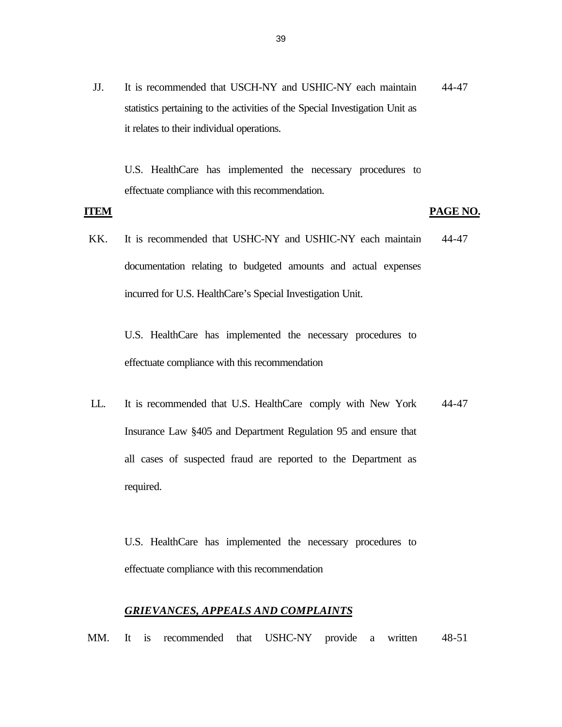| ITEM | | PAGE NO. |
|---|---|---|
| JJ. | It is recommended that USCH-NY and USHIC-NY each maintain statistics pertaining to the activities of the Special Investigation Unit as it relates to their individual operations.<br><br>U.S. HealthCare has implemented the necessary procedures to effectuate compliance with this recommendation. | 44-47 |
| KK. | It is recommended that USHC-NY and USHIC-NY each maintain documentation relating to budgeted amounts and actual expenses incurred for U.S. HealthCare's Special Investigation Unit.<br><br>U.S. HealthCare has implemented the necessary procedures to effectuate compliance with this recommendation | 44-47 |
| LL. | It is recommended that U.S. HealthCare comply with New York Insurance Law §405 and Department Regulation 95 and ensure that all cases of suspected fraud are reported to the Department as required.<br><br>U.S. HealthCare has implemented the necessary procedures to effectuate compliance with this recommendation | 44-47 |
| | ***GRIEVANCES, APPEALS AND COMPLAINTS*** | |
| MM. | It is recommended that USHC-NY provide a written | 48-51 |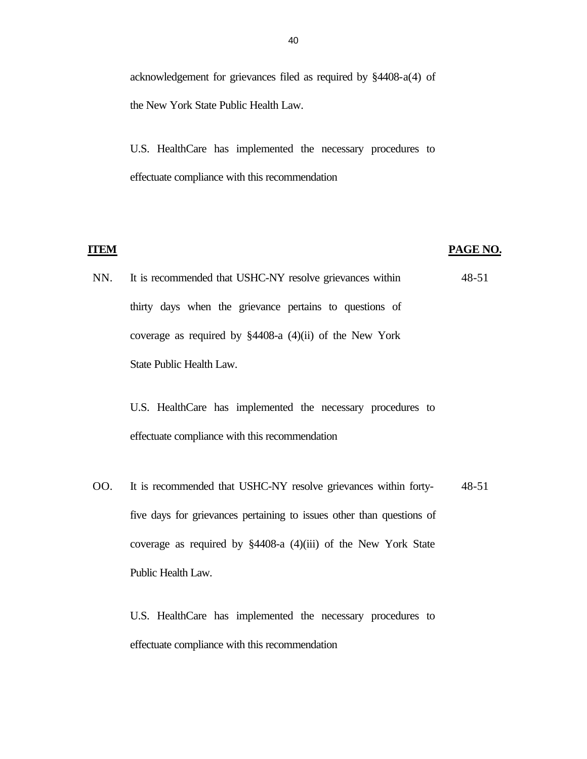acknowledgement for grievances filed as required by §4408-a(4) of the New York State Public Health Law.

U.S. HealthCare has implemented the necessary procedures to effectuate compliance with this recommendation

| **ITEM** | | **PAGE NO.** |
|---|---|---|
| NN. | It is recommended that USHC-NY resolve grievances within thirty days when the grievance pertains to questions of coverage as required by §4408-a (4)(ii) of the New York State Public Health Law. | 48-51 |

U.S. HealthCare has implemented the necessary procedures to effectuate compliance with this recommendation

| | | |
|---|---|---|
| OO. | It is recommended that USHC-NY resolve grievances within forty-five days for grievances pertaining to issues other than questions of coverage as required by §4408-a (4)(iii) of the New York State Public Health Law. | 48-51 |

U.S. HealthCare has implemented the necessary procedures to effectuate compliance with this recommendation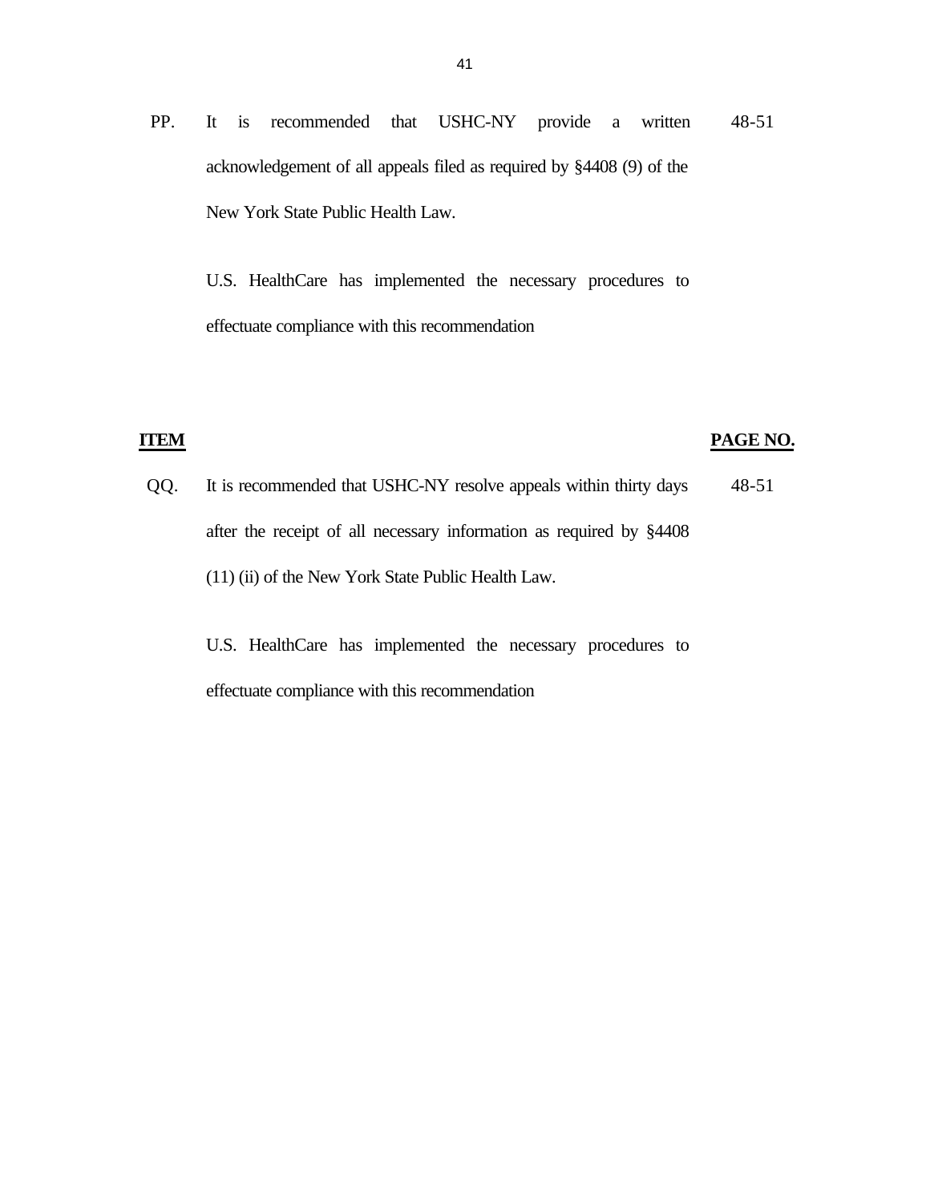| | | |
|---|---|---|
| PP. | It is recommended that USHC-NY provide a written acknowledgement of all appeals filed as required by §4408 (9) of the New York State Public Health Law.<br><br>U.S. HealthCare has implemented the necessary procedures to effectuate compliance with this recommendation | 48-51 |

| **ITEM** | | **PAGE NO.** |
|---|---|---|
| QQ. | It is recommended that USHC-NY resolve appeals within thirty days after the receipt of all necessary information as required by §4408 (11) (ii) of the New York State Public Health Law.<br><br>U.S. HealthCare has implemented the necessary procedures to effectuate compliance with this recommendation | 48-51 |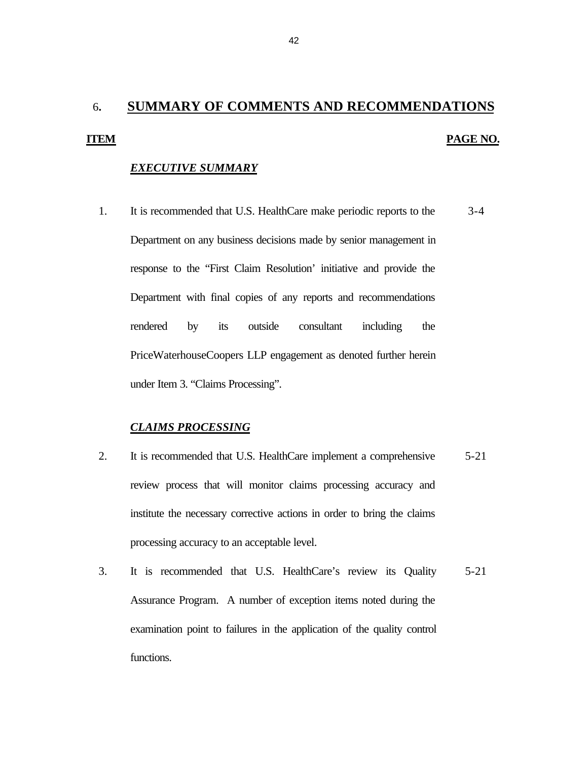## 6. SUMMARY OF COMMENTS AND RECOMMENDATIONS

| ITEM | | PAGE NO. |
|---|---|---|
| | ***EXECUTIVE SUMMARY*** | |
| 1. | It is recommended that U.S. HealthCare make periodic reports to the Department on any business decisions made by senior management in response to the "First Claim Resolution' initiative and provide the Department with final copies of any reports and recommendations rendered by its outside consultant including the PriceWaterhouseCoopers LLP engagement as denoted further herein under Item 3. "Claims Processing". | 3-4 |
| | ***CLAIMS PROCESSING*** | |
| 2. | It is recommended that U.S. HealthCare implement a comprehensive review process that will monitor claims processing accuracy and institute the necessary corrective actions in order to bring the claims processing accuracy to an acceptable level. | 5-21 |
| 3. | It is recommended that U.S. HealthCare's review its Quality Assurance Program. A number of exception items noted during the examination point to failures in the application of the quality control functions. | 5-21 |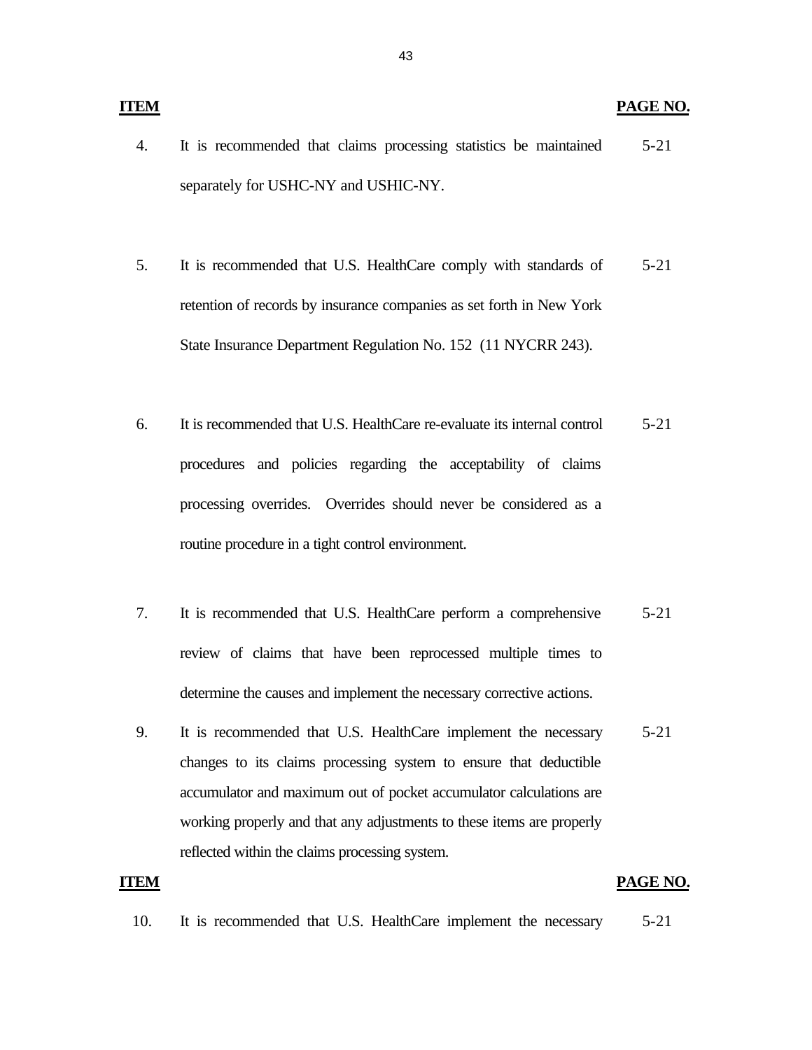| ITEM | | PAGE NO. |
|---|---|---|
| 4. | It is recommended that claims processing statistics be maintained separately for USHC-NY and USHIC-NY. | 5-21 |
| 5. | It is recommended that U.S. HealthCare comply with standards of retention of records by insurance companies as set forth in New York State Insurance Department Regulation No. 152 (11 NYCRR 243). | 5-21 |
| 6. | It is recommended that U.S. HealthCare re-evaluate its internal control procedures and policies regarding the acceptability of claims processing overrides. Overrides should never be considered as a routine procedure in a tight control environment. | 5-21 |
| 7. | It is recommended that U.S. HealthCare perform a comprehensive review of claims that have been reprocessed multiple times to determine the causes and implement the necessary corrective actions. | 5-21 |
| 9. | It is recommended that U.S. HealthCare implement the necessary changes to its claims processing system to ensure that deductible accumulator and maximum out of pocket accumulator calculations are working properly and that any adjustments to these items are properly reflected within the claims processing system. | 5-21 |

| ITEM | | PAGE NO. |
|---|---|---|
| 10. | It is recommended that U.S. HealthCare implement the necessary | 5-21 |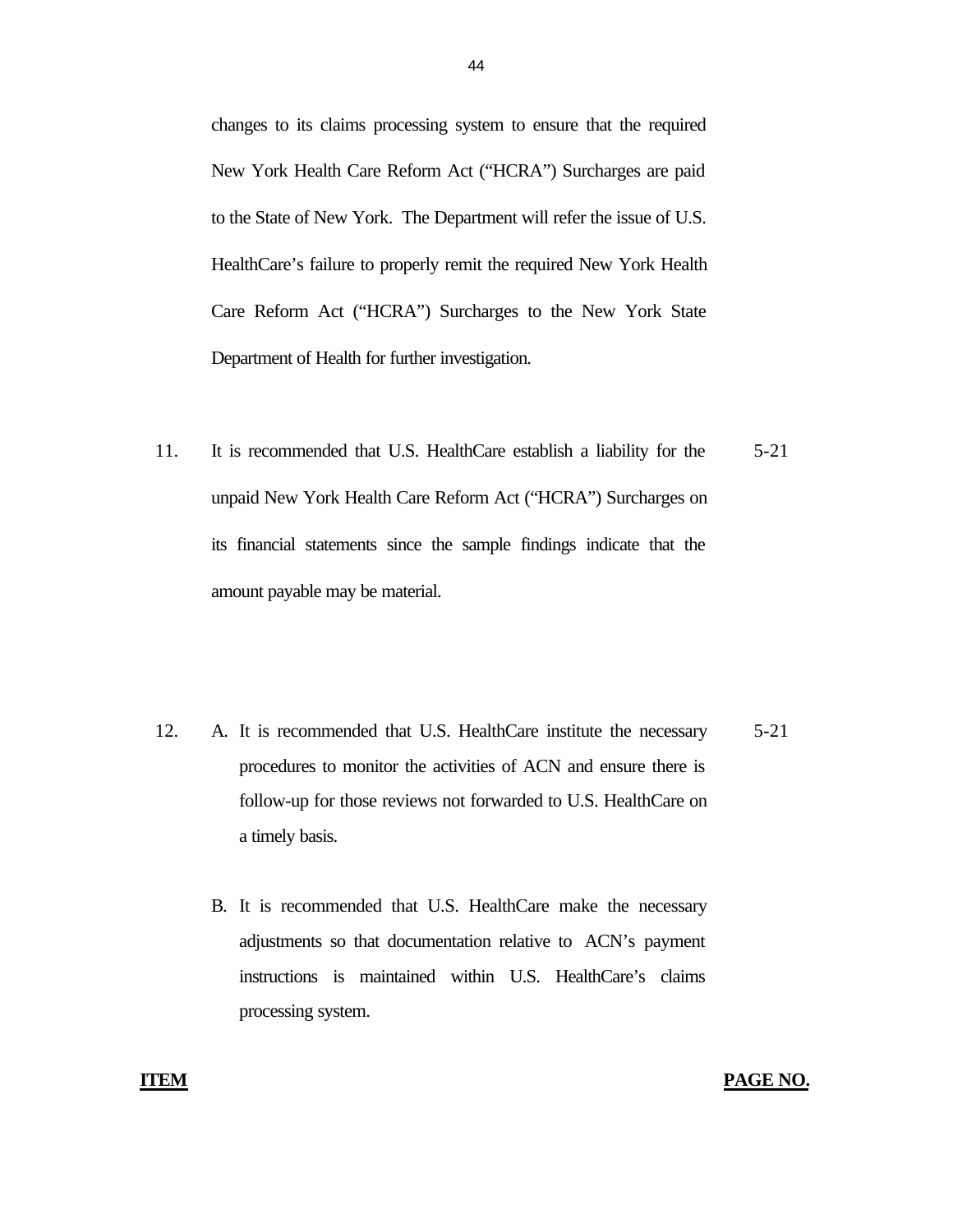changes to its claims processing system to ensure that the required New York Health Care Reform Act ("HCRA") Surcharges are paid to the State of New York. The Department will refer the issue of U.S. HealthCare's failure to properly remit the required New York Health Care Reform Act ("HCRA") Surcharges to the New York State Department of Health for further investigation.

| | | |
|---|---|---|
| 11. | It is recommended that U.S. HealthCare establish a liability for the unpaid New York Health Care Reform Act ("HCRA") Surcharges on its financial statements since the sample findings indicate that the amount payable may be material. | 5-21 |
| 12. | A. It is recommended that U.S. HealthCare institute the necessary procedures to monitor the activities of ACN and ensure there is follow-up for those reviews not forwarded to U.S. HealthCare on a timely basis. | 5-21 |
| | B. It is recommended that U.S. HealthCare make the necessary adjustments so that documentation relative to ACN's payment instructions is maintained within U.S. HealthCare's claims processing system. | |

**ITEM** **PAGE NO.**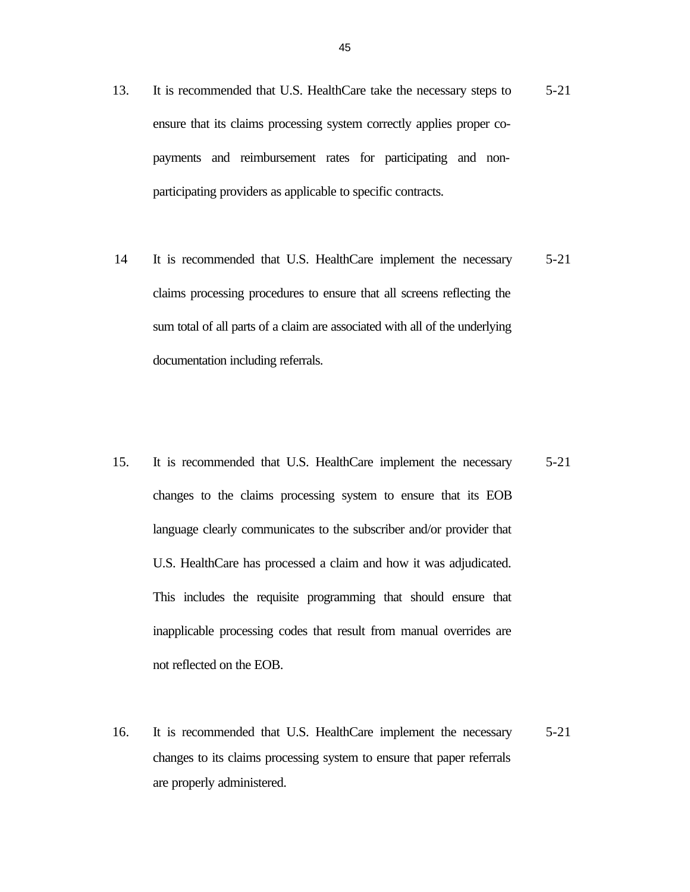13. It is recommended that U.S. HealthCare take the necessary steps to ensure that its claims processing system correctly applies proper co-payments and reimbursement rates for participating and non-participating providers as applicable to specific contracts. 5-21

14 It is recommended that U.S. HealthCare implement the necessary claims processing procedures to ensure that all screens reflecting the sum total of all parts of a claim are associated with all of the underlying documentation including referrals. 5-21

15. It is recommended that U.S. HealthCare implement the necessary changes to the claims processing system to ensure that its EOB language clearly communicates to the subscriber and/or provider that U.S. HealthCare has processed a claim and how it was adjudicated. This includes the requisite programming that should ensure that inapplicable processing codes that result from manual overrides are not reflected on the EOB. 5-21

16. It is recommended that U.S. HealthCare implement the necessary changes to its claims processing system to ensure that paper referrals are properly administered. 5-21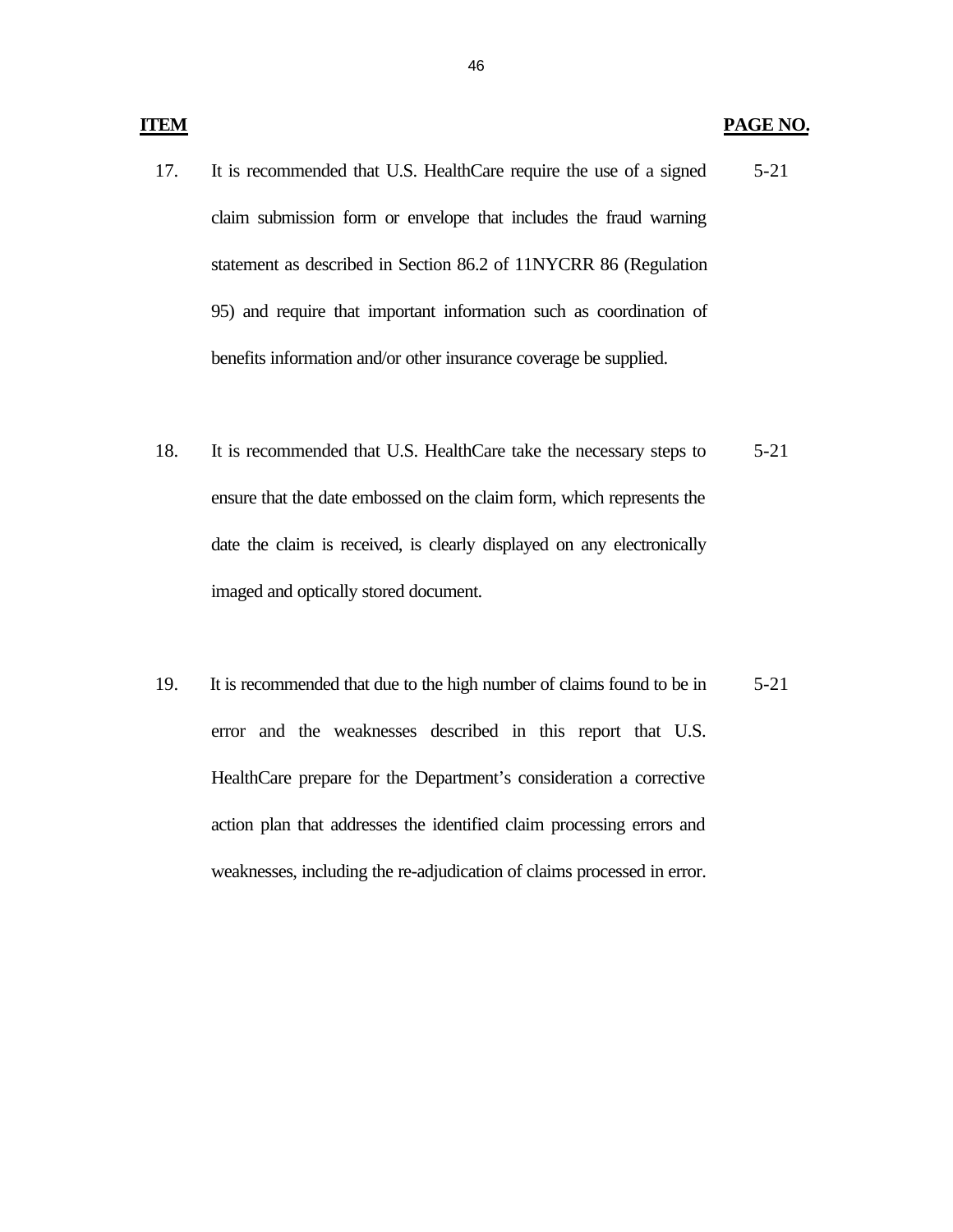| ITEM | | PAGE NO. |
|---|---|---|
| 17. | It is recommended that U.S. HealthCare require the use of a signed claim submission form or envelope that includes the fraud warning statement as described in Section 86.2 of 11NYCRR 86 (Regulation 95) and require that important information such as coordination of benefits information and/or other insurance coverage be supplied. | 5-21 |
| 18. | It is recommended that U.S. HealthCare take the necessary steps to ensure that the date embossed on the claim form, which represents the date the claim is received, is clearly displayed on any electronically imaged and optically stored document. | 5-21 |
| 19. | It is recommended that due to the high number of claims found to be in error and the weaknesses described in this report that U.S. HealthCare prepare for the Department's consideration a corrective action plan that addresses the identified claim processing errors and weaknesses, including the re-adjudication of claims processed in error. | 5-21 |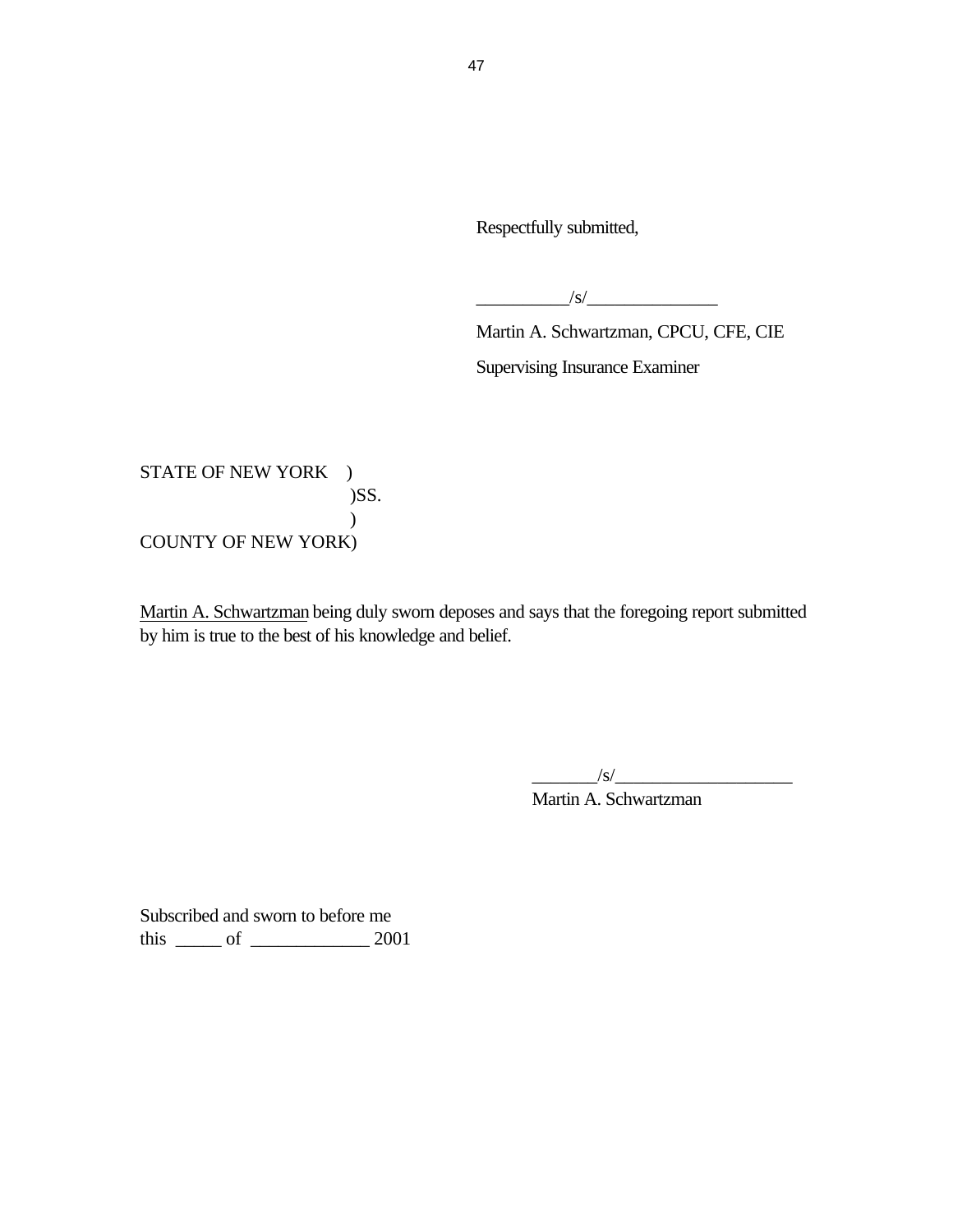Respectfully submitted,

__________/s/______________

Martin A. Schwartzman, CPCU, CFE, CIE

Supervising Insurance Examiner

STATE OF NEW YORK )
)SS.
)
COUNTY OF NEW YORK)

Martin A. Schwartzman being duly sworn deposes and says that the foregoing report submitted by him is true to the best of his knowledge and belief.

_______/s/___________________

Martin A. Schwartzman

Subscribed and sworn to before me
this _____ of ____________ 2001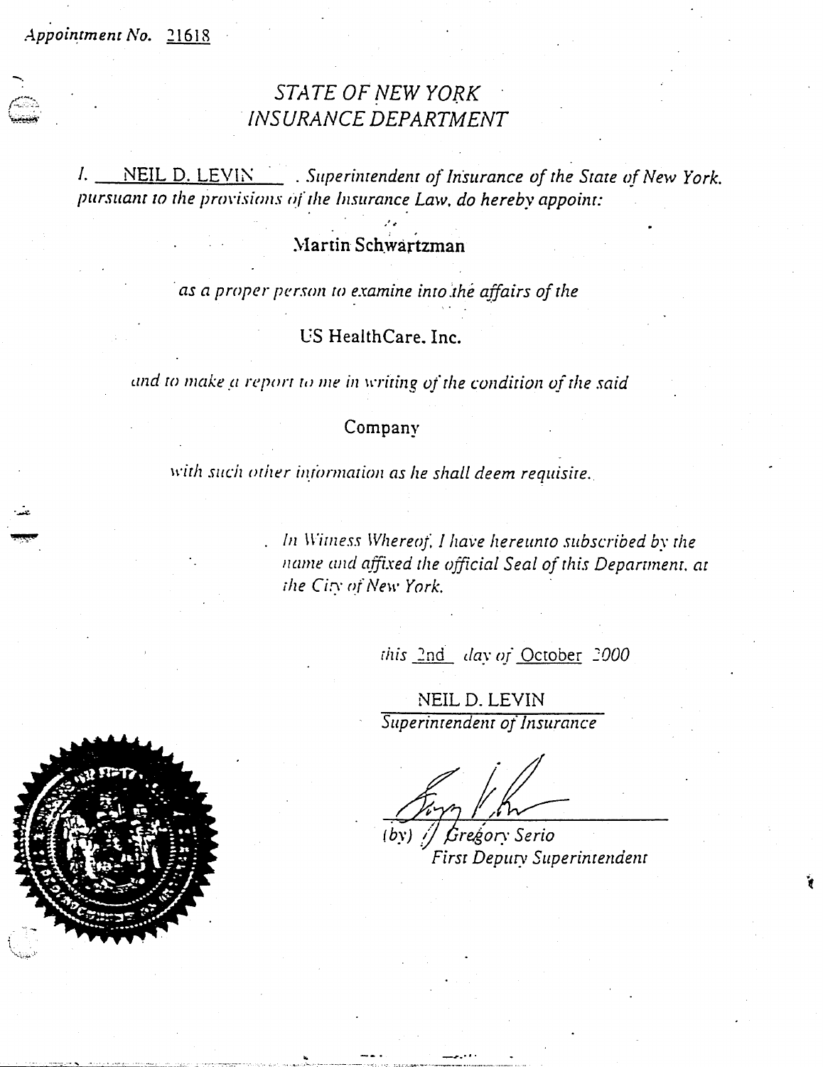*Appointment No.* 21618

## *STATE OF NEW YORK*
## *INSURANCE DEPARTMENT*

*I.* NEIL D. LEVIN *. Superintendent of Insurance of the State of New York. pursuant to the provisions of the Insurance Law, do hereby appoint:*

Martin Schwartzman

*as a proper person to examine into the affairs of the*

US HealthCare, Inc.

*and to make a report to me in writing of the condition of the said*

Company

*with such other information as he shall deem requisite.*

*In Witness Whereof, I have hereunto subscribed by the name and affixed the official Seal of this Department, at the City of New York,*

*this* 2nd *day of* October 2000

NEIL D. LEVIN
*Superintendent of Insurance*

*(by)* *Gregory Serio*
*First Deputy Superintendent*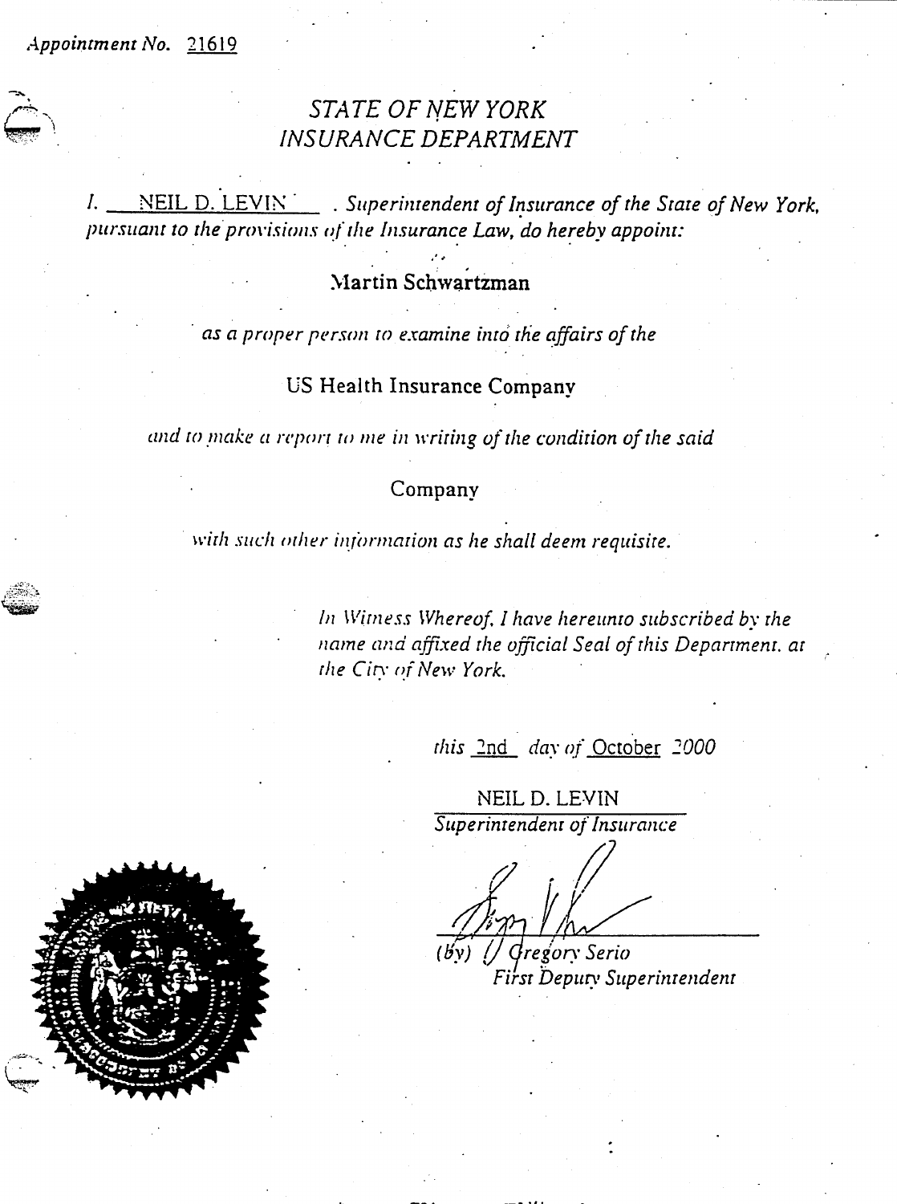*Appointment No.* 21619

## *STATE OF NEW YORK*
## *INSURANCE DEPARTMENT*

*I.* NEIL D. LEVIN *, Superintendent of Insurance of the State of New York, pursuant to the provisions of the Insurance Law, do hereby appoint:*

Martin Schwartzman

*as a proper person to examine into the affairs of the*

US Health Insurance Company

*and to make a report to me in writing of the condition of the said*

Company

*with such other information as he shall deem requisite.*

*In Witness Whereof, I have hereunto subscribed by the name and affixed the official Seal of this Department, at the City of New York.*

*this* 2nd *day of* October *2000*

NEIL D. LEVIN
*Superintendent of Insurance*

*(by) Gregory Serio*
*First Deputy Superintendent*